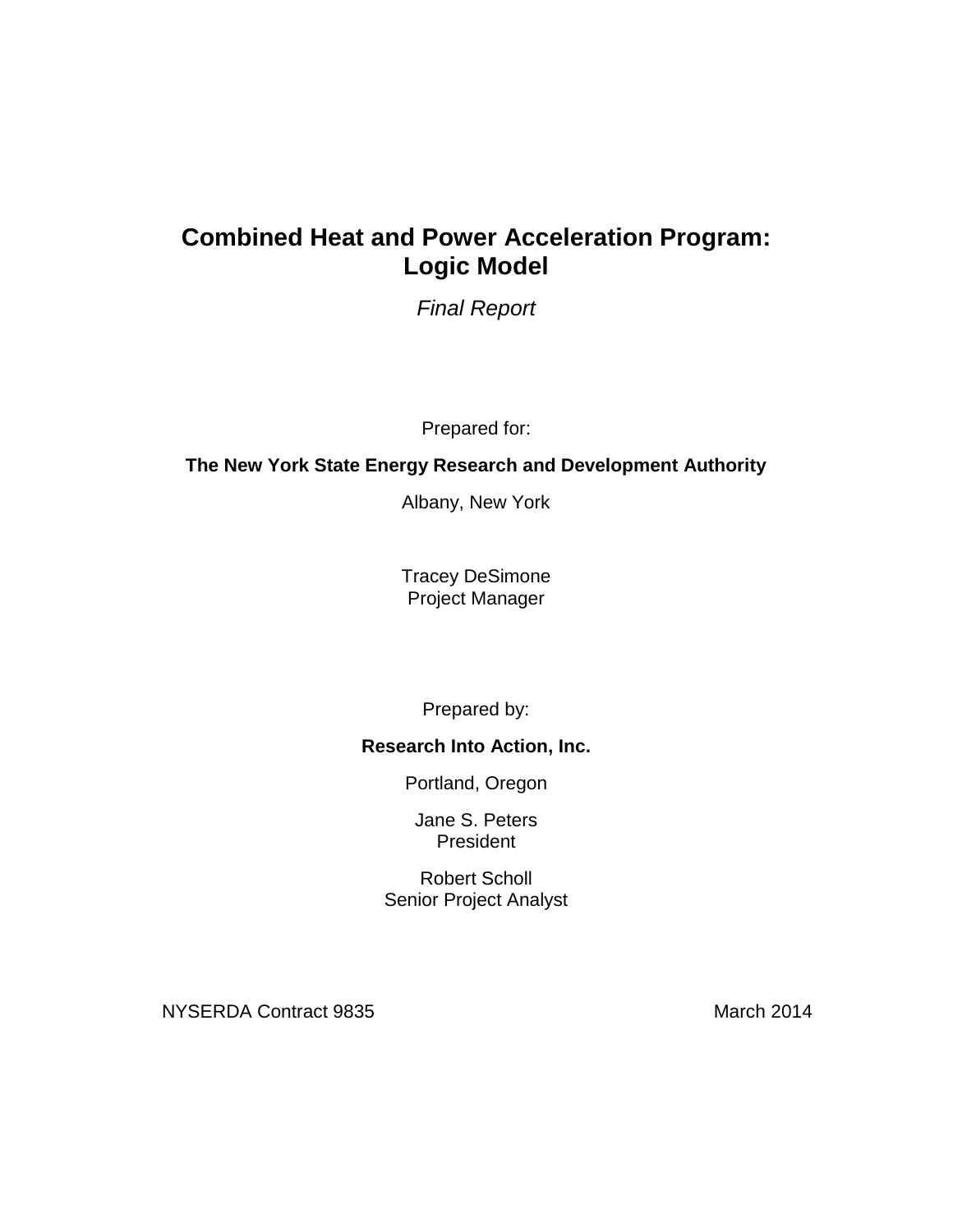# Combined Heat and Power Acceleration Program: Logic Model

*Final Report*

Prepared for:

**The New York State Energy Research and Development Authority**

Albany, New York

Tracey DeSimone
Project Manager

Prepared by:

**Research Into Action, Inc.**

Portland, Oregon

Jane S. Peters
President

Robert Scholl
Senior Project Analyst

NYSERDA Contract 9835

March 2014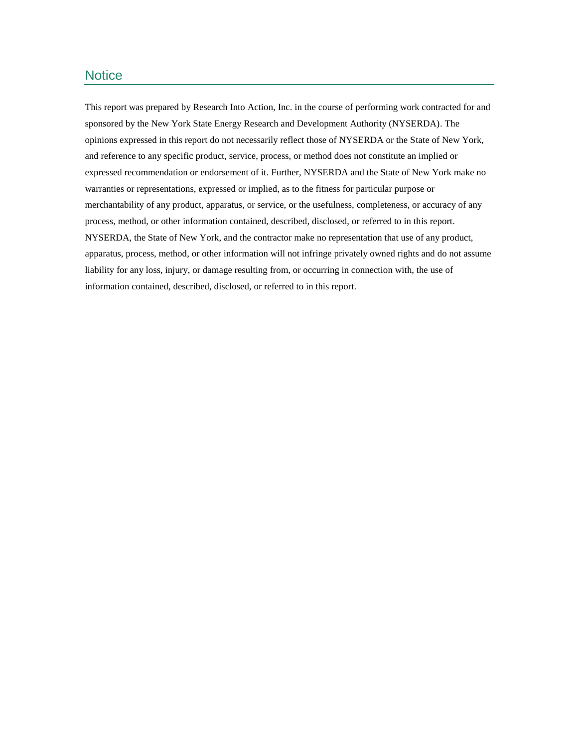## Notice

This report was prepared by Research Into Action, Inc. in the course of performing work contracted for and sponsored by the New York State Energy Research and Development Authority (NYSERDA). The opinions expressed in this report do not necessarily reflect those of NYSERDA or the State of New York, and reference to any specific product, service, process, or method does not constitute an implied or expressed recommendation or endorsement of it. Further, NYSERDA and the State of New York make no warranties or representations, expressed or implied, as to the fitness for particular purpose or merchantability of any product, apparatus, or service, or the usefulness, completeness, or accuracy of any process, method, or other information contained, described, disclosed, or referred to in this report. NYSERDA, the State of New York, and the contractor make no representation that use of any product, apparatus, process, method, or other information will not infringe privately owned rights and do not assume liability for any loss, injury, or damage resulting from, or occurring in connection with, the use of information contained, described, disclosed, or referred to in this report.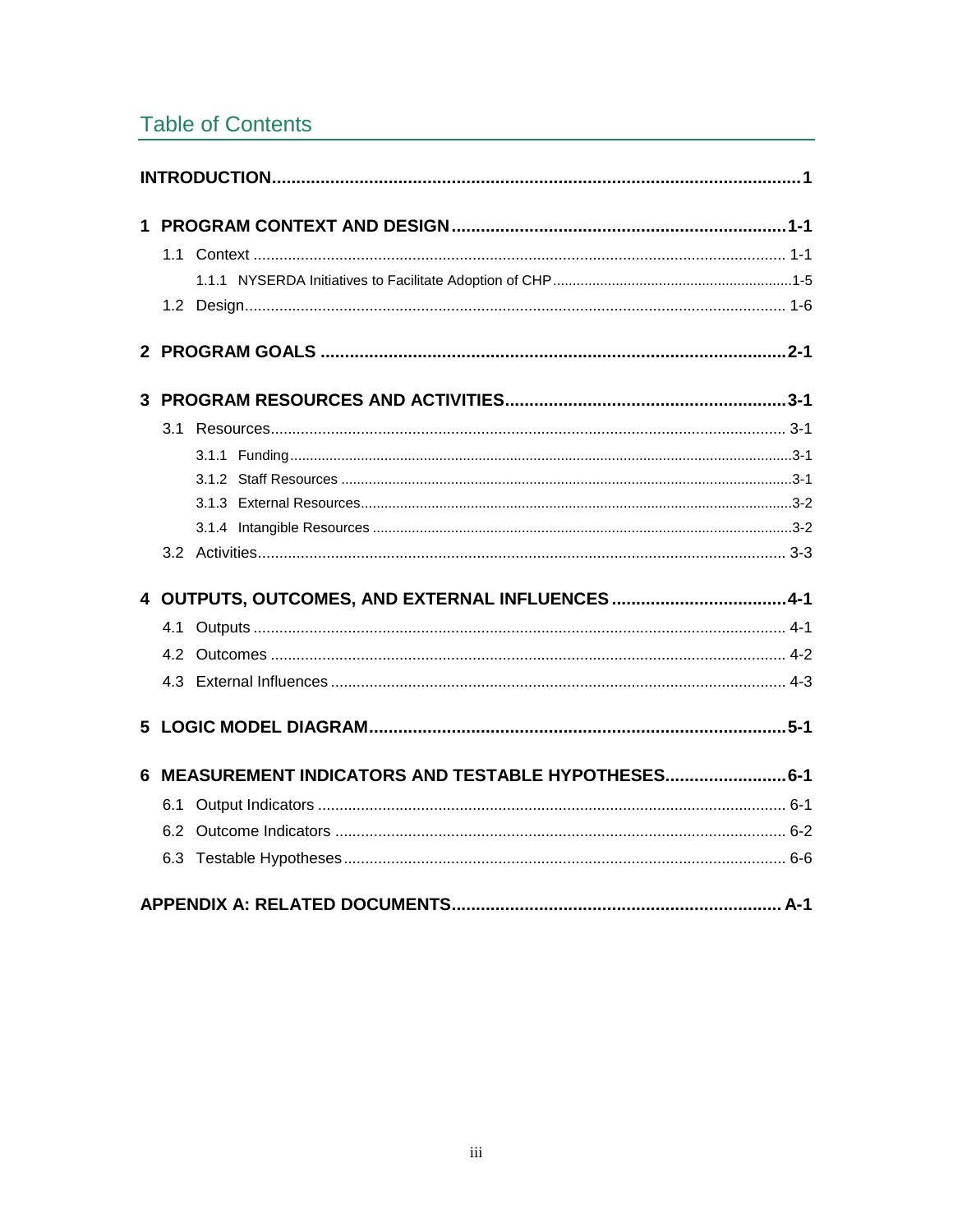## Table of Contents

**INTRODUCTION** ..... 1

**1 PROGRAM CONTEXT AND DESIGN** ..... 1-1
- 1.1 Context ..... 1-1
  - 1.1.1 NYSERDA Initiatives to Facilitate Adoption of CHP ..... 1-5
- 1.2 Design ..... 1-6

**2 PROGRAM GOALS** ..... 2-1

**3 PROGRAM RESOURCES AND ACTIVITIES** ..... 3-1
- 3.1 Resources ..... 3-1
  - 3.1.1 Funding ..... 3-1
  - 3.1.2 Staff Resources ..... 3-1
  - 3.1.3 External Resources ..... 3-2
  - 3.1.4 Intangible Resources ..... 3-2
- 3.2 Activities ..... 3-3

**4 OUTPUTS, OUTCOMES, AND EXTERNAL INFLUENCES** ..... 4-1
- 4.1 Outputs ..... 4-1
- 4.2 Outcomes ..... 4-2
- 4.3 External Influences ..... 4-3

**5 LOGIC MODEL DIAGRAM** ..... 5-1

**6 MEASUREMENT INDICATORS AND TESTABLE HYPOTHESES** ..... 6-1
- 6.1 Output Indicators ..... 6-1
- 6.2 Outcome Indicators ..... 6-2
- 6.3 Testable Hypotheses ..... 6-6

**APPENDIX A: RELATED DOCUMENTS** ..... A-1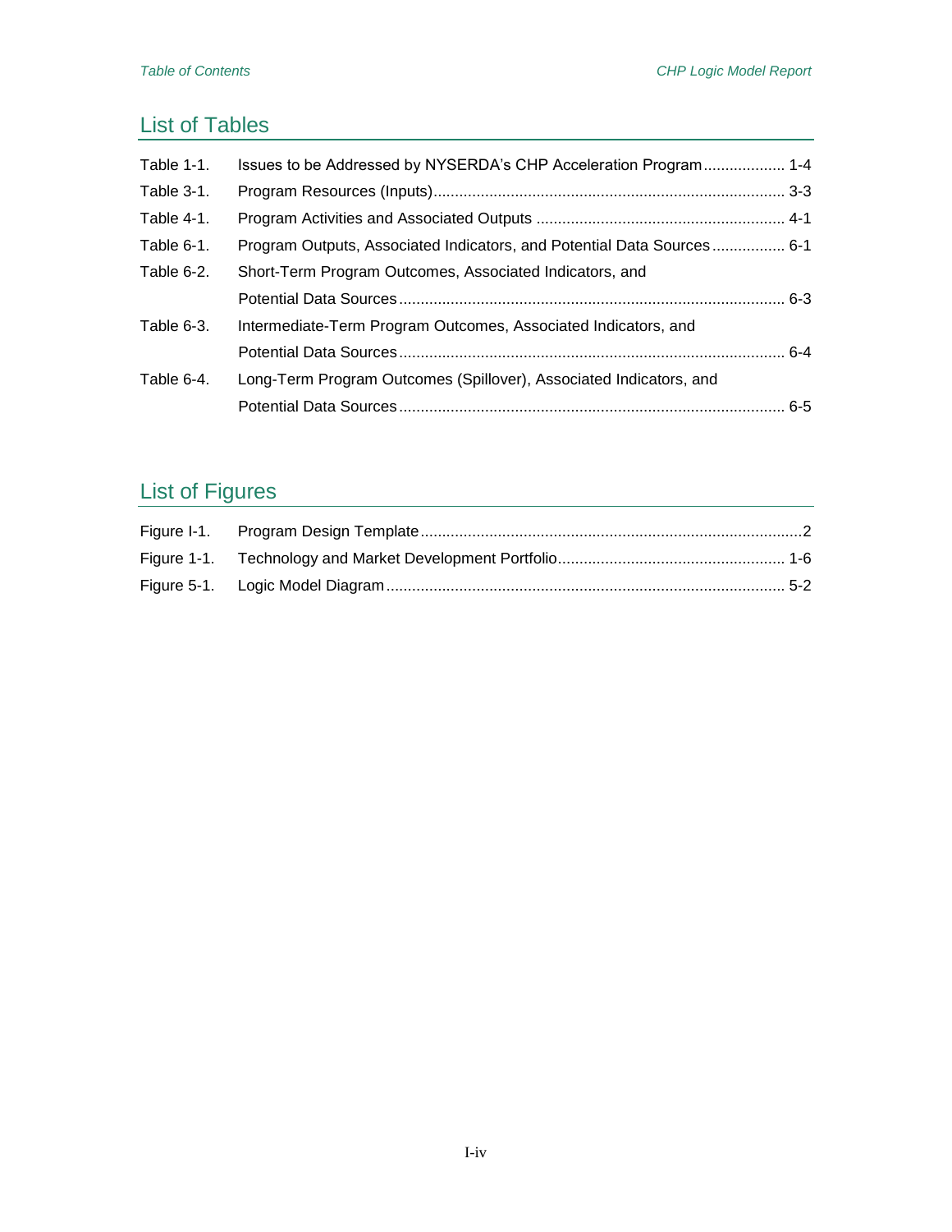## List of Tables

Table 1-1. Issues to be Addressed by NYSERDA's CHP Acceleration Program ................... 1-4
Table 3-1. Program Resources (Inputs) ................................................................................. 3-3
Table 4-1. Program Activities and Associated Outputs .......................................................... 4-1
Table 6-1. Program Outputs, Associated Indicators, and Potential Data Sources ................. 6-1
Table 6-2. Short-Term Program Outcomes, Associated Indicators, and Potential Data Sources ......................................................................................... 6-3
Table 6-3. Intermediate-Term Program Outcomes, Associated Indicators, and Potential Data Sources ......................................................................................... 6-4
Table 6-4. Long-Term Program Outcomes (Spillover), Associated Indicators, and Potential Data Sources ......................................................................................... 6-5

## List of Figures

Figure I-1. Program Design Template ........................................................................................2
Figure 1-1. Technology and Market Development Portfolio .................................................... 1-6
Figure 5-1. Logic Model Diagram ............................................................................................ 5-2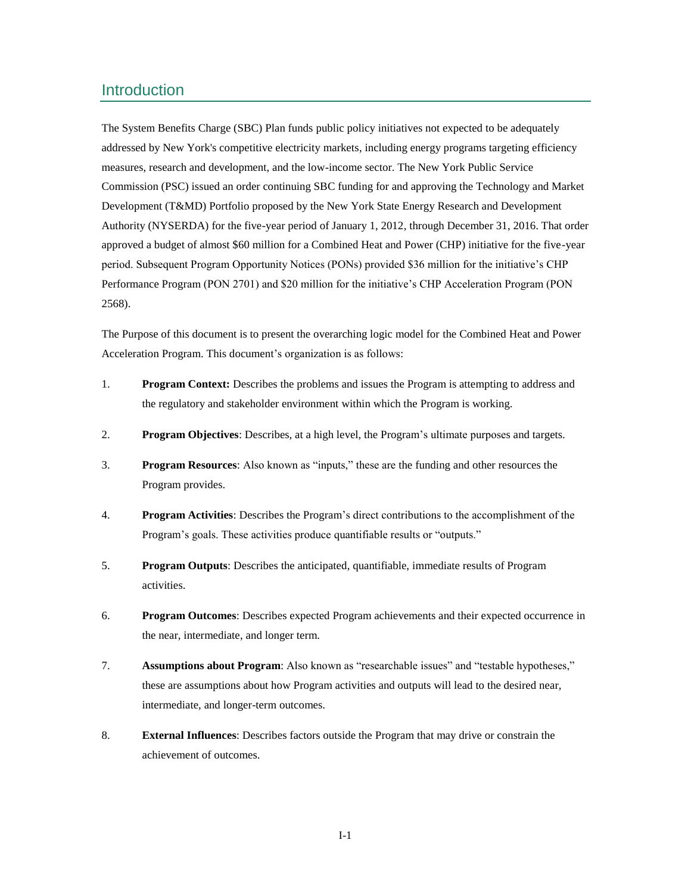# Introduction

The System Benefits Charge (SBC) Plan funds public policy initiatives not expected to be adequately addressed by New York's competitive electricity markets, including energy programs targeting efficiency measures, research and development, and the low-income sector. The New York Public Service Commission (PSC) issued an order continuing SBC funding for and approving the Technology and Market Development (T&MD) Portfolio proposed by the New York State Energy Research and Development Authority (NYSERDA) for the five-year period of January 1, 2012, through December 31, 2016. That order approved a budget of almost $60 million for a Combined Heat and Power (CHP) initiative for the five-year period. Subsequent Program Opportunity Notices (PONs) provided $36 million for the initiative's CHP Performance Program (PON 2701) and $20 million for the initiative's CHP Acceleration Program (PON 2568).

The Purpose of this document is to present the overarching logic model for the Combined Heat and Power Acceleration Program. This document's organization is as follows:

1. **Program Context:** Describes the problems and issues the Program is attempting to address and the regulatory and stakeholder environment within which the Program is working.
2. **Program Objectives**: Describes, at a high level, the Program's ultimate purposes and targets.
3. **Program Resources**: Also known as "inputs," these are the funding and other resources the Program provides.
4. **Program Activities**: Describes the Program's direct contributions to the accomplishment of the Program's goals. These activities produce quantifiable results or "outputs."
5. **Program Outputs**: Describes the anticipated, quantifiable, immediate results of Program activities.
6. **Program Outcomes**: Describes expected Program achievements and their expected occurrence in the near, intermediate, and longer term.
7. **Assumptions about Program**: Also known as "researchable issues" and "testable hypotheses," these are assumptions about how Program activities and outputs will lead to the desired near, intermediate, and longer-term outcomes.
8. **External Influences**: Describes factors outside the Program that may drive or constrain the achievement of outcomes.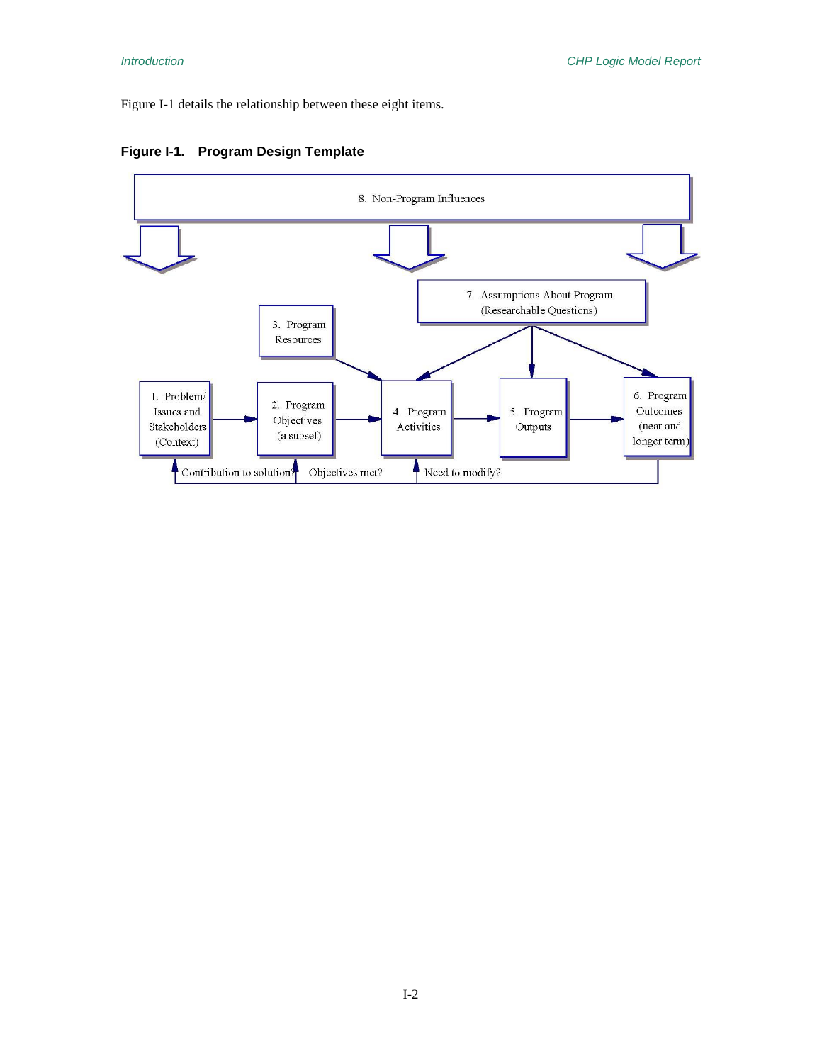Figure I-1 details the relationship between these eight items.

**Figure I-1. Program Design Template**

8. Non-Program Influences

7. Assumptions About Program (Researchable Questions)

3. Program Resources

1. Problem/ Issues and Stakeholders (Context)

2. Program Objectives (a subset)

4. Program Activities

5. Program Outputs

6. Program Outcomes (near and longer term)

Contribution to solution? Objectives met? Need to modify?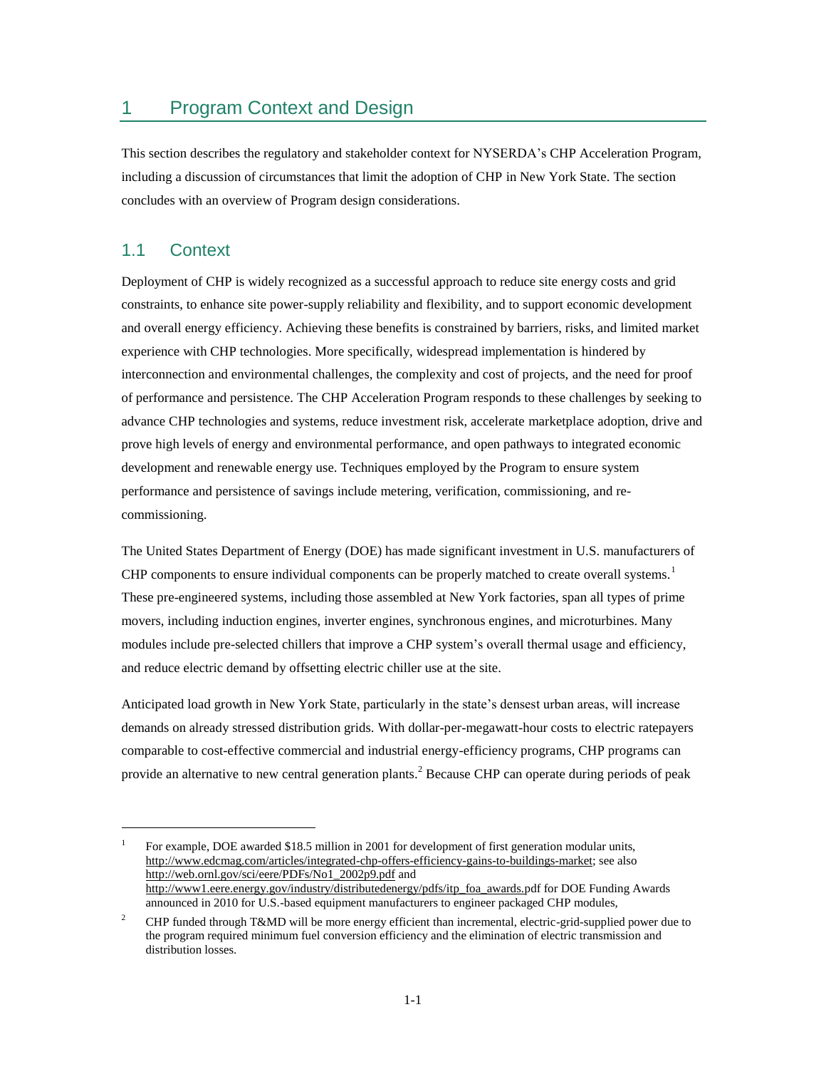# 1 Program Context and Design

This section describes the regulatory and stakeholder context for NYSERDA's CHP Acceleration Program, including a discussion of circumstances that limit the adoption of CHP in New York State. The section concludes with an overview of Program design considerations.

## 1.1 Context

Deployment of CHP is widely recognized as a successful approach to reduce site energy costs and grid constraints, to enhance site power-supply reliability and flexibility, and to support economic development and overall energy efficiency. Achieving these benefits is constrained by barriers, risks, and limited market experience with CHP technologies. More specifically, widespread implementation is hindered by interconnection and environmental challenges, the complexity and cost of projects, and the need for proof of performance and persistence. The CHP Acceleration Program responds to these challenges by seeking to advance CHP technologies and systems, reduce investment risk, accelerate marketplace adoption, drive and prove high levels of energy and environmental performance, and open pathways to integrated economic development and renewable energy use. Techniques employed by the Program to ensure system performance and persistence of savings include metering, verification, commissioning, and re-commissioning.

The United States Department of Energy (DOE) has made significant investment in U.S. manufacturers of CHP components to ensure individual components can be properly matched to create overall systems.[1] These pre-engineered systems, including those assembled at New York factories, span all types of prime movers, including induction engines, inverter engines, synchronous engines, and microturbines. Many modules include pre-selected chillers that improve a CHP system's overall thermal usage and efficiency, and reduce electric demand by offsetting electric chiller use at the site.

Anticipated load growth in New York State, particularly in the state's densest urban areas, will increase demands on already stressed distribution grids. With dollar-per-megawatt-hour costs to electric ratepayers comparable to cost-effective commercial and industrial energy-efficiency programs, CHP programs can provide an alternative to new central generation plants.[2] Because CHP can operate during periods of peak

---

[1] For example, DOE awarded $18.5 million in 2001 for development of first generation modular units, http://www.edcmag.com/articles/integrated-chp-offers-efficiency-gains-to-buildings-market; see also http://web.ornl.gov/sci/eere/PDFs/No1_2002p9.pdf and http://www1.eere.energy.gov/industry/distributedenergy/pdfs/itp_foa_awards.pdf for DOE Funding Awards announced in 2010 for U.S.-based equipment manufacturers to engineer packaged CHP modules,

[2] CHP funded through T&MD will be more energy efficient than incremental, electric-grid-supplied power due to the program required minimum fuel conversion efficiency and the elimination of electric transmission and distribution losses.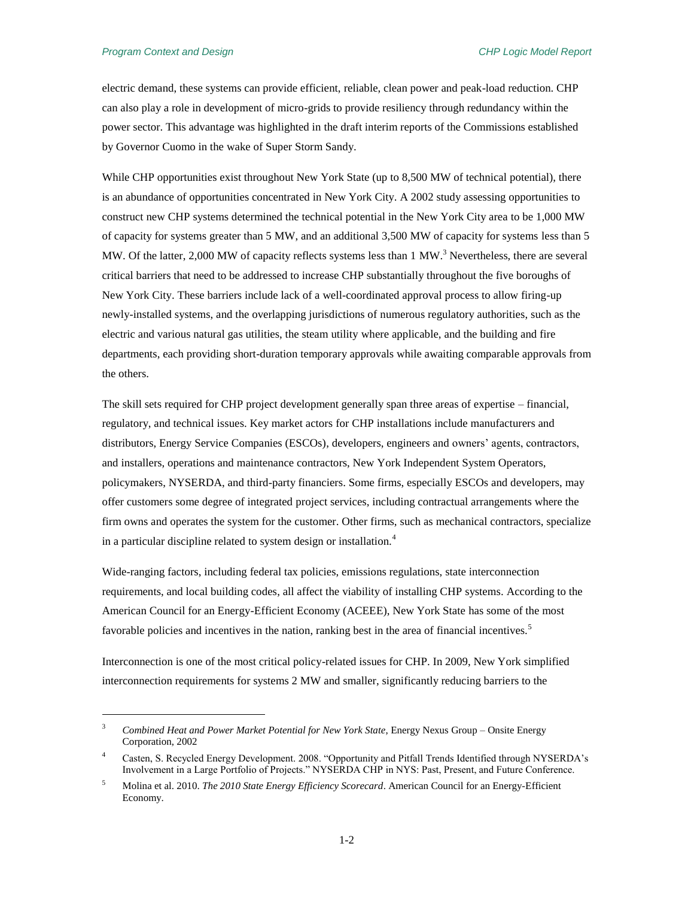electric demand, these systems can provide efficient, reliable, clean power and peak-load reduction. CHP can also play a role in development of micro-grids to provide resiliency through redundancy within the power sector. This advantage was highlighted in the draft interim reports of the Commissions established by Governor Cuomo in the wake of Super Storm Sandy.

While CHP opportunities exist throughout New York State (up to 8,500 MW of technical potential), there is an abundance of opportunities concentrated in New York City. A 2002 study assessing opportunities to construct new CHP systems determined the technical potential in the New York City area to be 1,000 MW of capacity for systems greater than 5 MW, and an additional 3,500 MW of capacity for systems less than 5 MW. Of the latter, 2,000 MW of capacity reflects systems less than 1 MW.[3] Nevertheless, there are several critical barriers that need to be addressed to increase CHP substantially throughout the five boroughs of New York City. These barriers include lack of a well-coordinated approval process to allow firing-up newly-installed systems, and the overlapping jurisdictions of numerous regulatory authorities, such as the electric and various natural gas utilities, the steam utility where applicable, and the building and fire departments, each providing short-duration temporary approvals while awaiting comparable approvals from the others.

The skill sets required for CHP project development generally span three areas of expertise – financial, regulatory, and technical issues. Key market actors for CHP installations include manufacturers and distributors, Energy Service Companies (ESCOs), developers, engineers and owners' agents, contractors, and installers, operations and maintenance contractors, New York Independent System Operators, policymakers, NYSERDA, and third-party financiers. Some firms, especially ESCOs and developers, may offer customers some degree of integrated project services, including contractual arrangements where the firm owns and operates the system for the customer. Other firms, such as mechanical contractors, specialize in a particular discipline related to system design or installation.[4]

Wide-ranging factors, including federal tax policies, emissions regulations, state interconnection requirements, and local building codes, all affect the viability of installing CHP systems. According to the American Council for an Energy-Efficient Economy (ACEEE), New York State has some of the most favorable policies and incentives in the nation, ranking best in the area of financial incentives.[5]

Interconnection is one of the most critical policy-related issues for CHP. In 2009, New York simplified interconnection requirements for systems 2 MW and smaller, significantly reducing barriers to the

---

[3] *Combined Heat and Power Market Potential for New York State*, Energy Nexus Group – Onsite Energy Corporation, 2002

[4] Casten, S. Recycled Energy Development. 2008. "Opportunity and Pitfall Trends Identified through NYSERDA's Involvement in a Large Portfolio of Projects." NYSERDA CHP in NYS: Past, Present, and Future Conference.

[5] Molina et al. 2010. *The 2010 State Energy Efficiency Scorecard*. American Council for an Energy-Efficient Economy.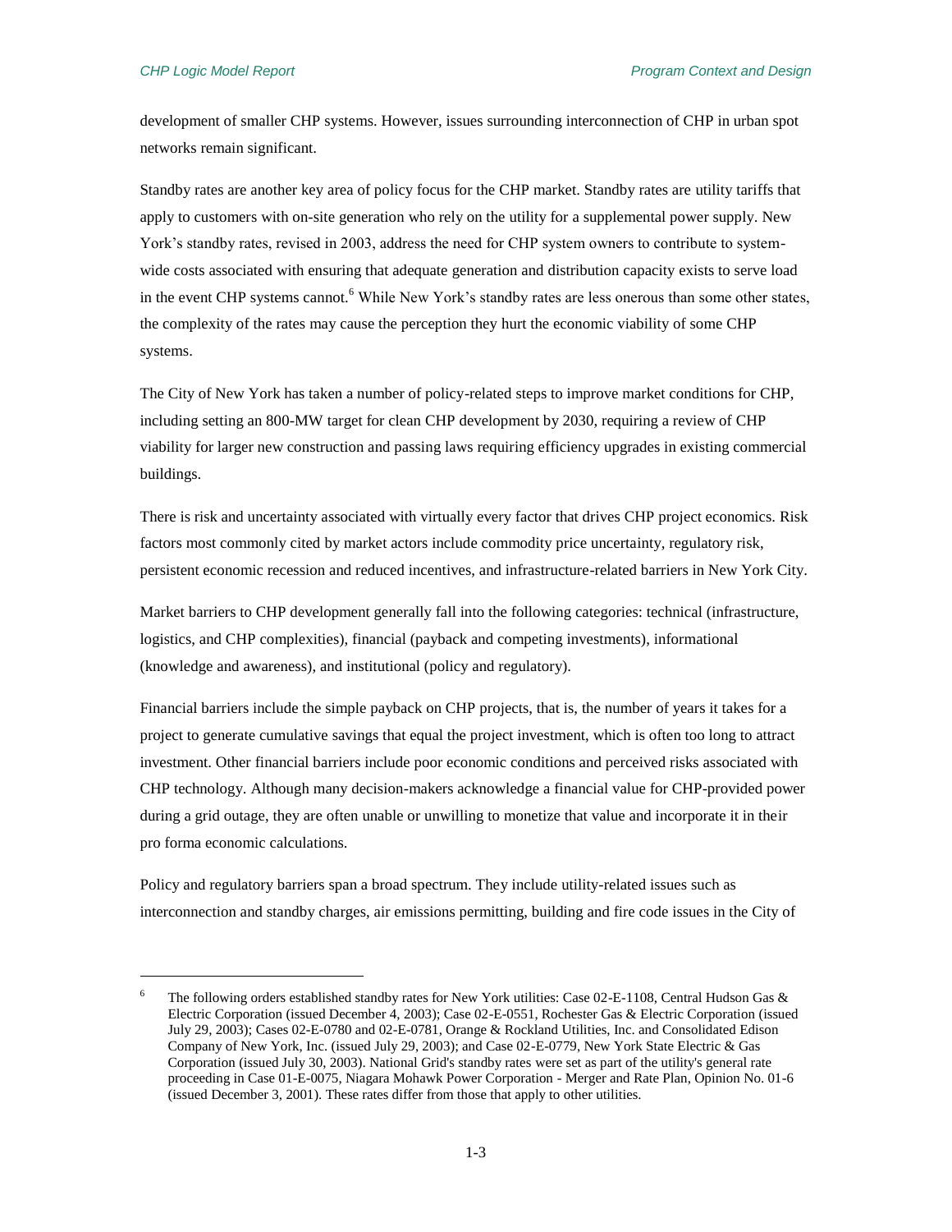development of smaller CHP systems. However, issues surrounding interconnection of CHP in urban spot networks remain significant.

Standby rates are another key area of policy focus for the CHP market. Standby rates are utility tariffs that apply to customers with on-site generation who rely on the utility for a supplemental power supply. New York's standby rates, revised in 2003, address the need for CHP system owners to contribute to system-wide costs associated with ensuring that adequate generation and distribution capacity exists to serve load in the event CHP systems cannot.[6] While New York's standby rates are less onerous than some other states, the complexity of the rates may cause the perception they hurt the economic viability of some CHP systems.

The City of New York has taken a number of policy-related steps to improve market conditions for CHP, including setting an 800-MW target for clean CHP development by 2030, requiring a review of CHP viability for larger new construction and passing laws requiring efficiency upgrades in existing commercial buildings.

There is risk and uncertainty associated with virtually every factor that drives CHP project economics. Risk factors most commonly cited by market actors include commodity price uncertainty, regulatory risk, persistent economic recession and reduced incentives, and infrastructure-related barriers in New York City.

Market barriers to CHP development generally fall into the following categories: technical (infrastructure, logistics, and CHP complexities), financial (payback and competing investments), informational (knowledge and awareness), and institutional (policy and regulatory).

Financial barriers include the simple payback on CHP projects, that is, the number of years it takes for a project to generate cumulative savings that equal the project investment, which is often too long to attract investment. Other financial barriers include poor economic conditions and perceived risks associated with CHP technology. Although many decision-makers acknowledge a financial value for CHP-provided power during a grid outage, they are often unable or unwilling to monetize that value and incorporate it in their pro forma economic calculations.

Policy and regulatory barriers span a broad spectrum. They include utility-related issues such as interconnection and standby charges, air emissions permitting, building and fire code issues in the City of

---

[6] The following orders established standby rates for New York utilities: Case 02-E-1108, Central Hudson Gas & Electric Corporation (issued December 4, 2003); Case 02-E-0551, Rochester Gas & Electric Corporation (issued July 29, 2003); Cases 02-E-0780 and 02-E-0781, Orange & Rockland Utilities, Inc. and Consolidated Edison Company of New York, Inc. (issued July 29, 2003); and Case 02-E-0779, New York State Electric & Gas Corporation (issued July 30, 2003). National Grid's standby rates were set as part of the utility's general rate proceeding in Case 01-E-0075, Niagara Mohawk Power Corporation - Merger and Rate Plan, Opinion No. 01-6 (issued December 3, 2001). These rates differ from those that apply to other utilities.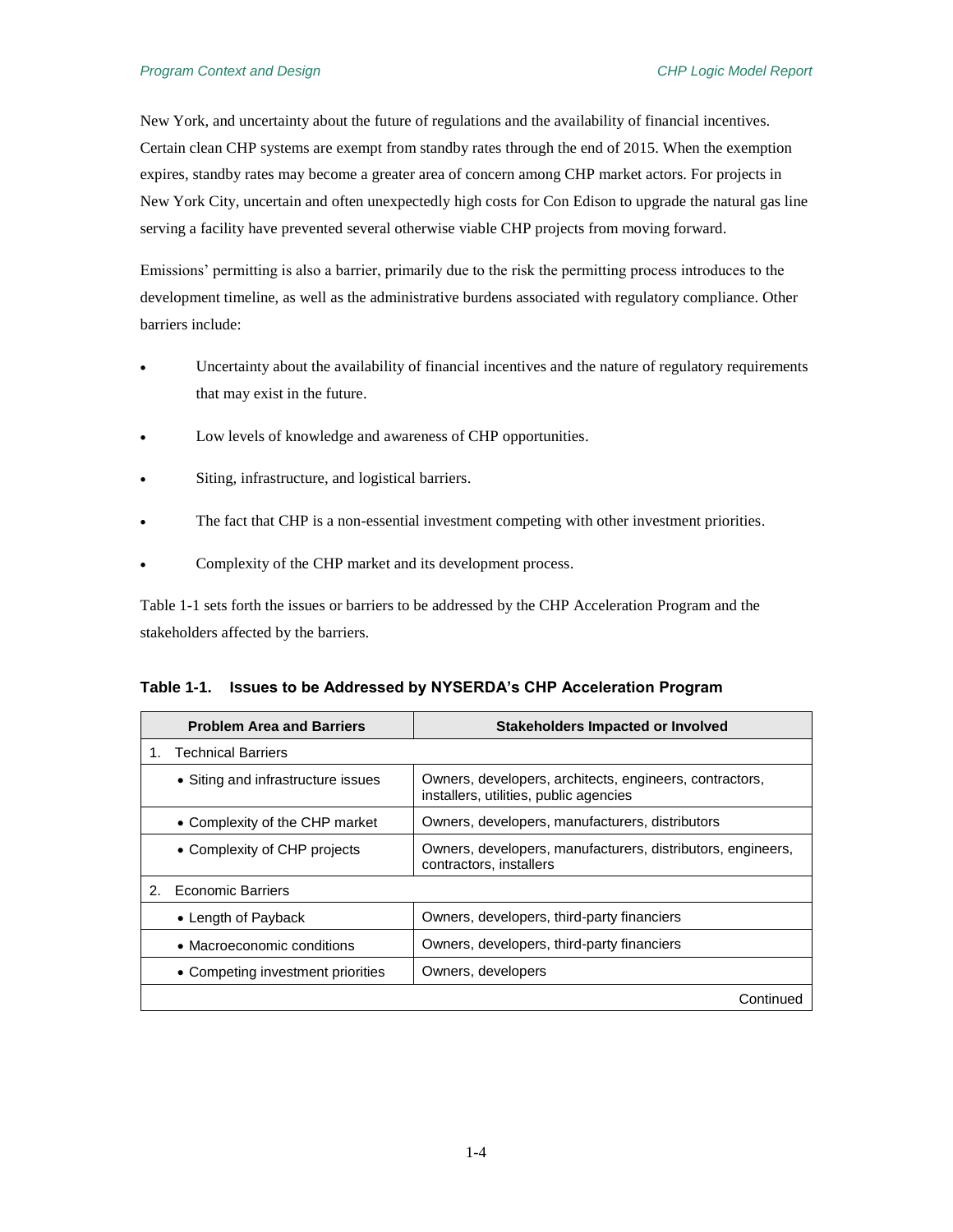New York, and uncertainty about the future of regulations and the availability of financial incentives. Certain clean CHP systems are exempt from standby rates through the end of 2015. When the exemption expires, standby rates may become a greater area of concern among CHP market actors. For projects in New York City, uncertain and often unexpectedly high costs for Con Edison to upgrade the natural gas line serving a facility have prevented several otherwise viable CHP projects from moving forward.

Emissions' permitting is also a barrier, primarily due to the risk the permitting process introduces to the development timeline, as well as the administrative burdens associated with regulatory compliance. Other barriers include:

- Uncertainty about the availability of financial incentives and the nature of regulatory requirements that may exist in the future.
- Low levels of knowledge and awareness of CHP opportunities.
- Siting, infrastructure, and logistical barriers.
- The fact that CHP is a non-essential investment competing with other investment priorities.
- Complexity of the CHP market and its development process.

Table 1-1 sets forth the issues or barriers to be addressed by the CHP Acceleration Program and the stakeholders affected by the barriers.

**Table 1-1. Issues to be Addressed by NYSERDA's CHP Acceleration Program**

| Problem Area and Barriers | Stakeholders Impacted or Involved |
|---|---|
| 1. Technical Barriers | |
| • Siting and infrastructure issues | Owners, developers, architects, engineers, contractors, installers, utilities, public agencies |
| • Complexity of the CHP market | Owners, developers, manufacturers, distributors |
| • Complexity of CHP projects | Owners, developers, manufacturers, distributors, engineers, contractors, installers |
| 2. Economic Barriers | |
| • Length of Payback | Owners, developers, third-party financiers |
| • Macroeconomic conditions | Owners, developers, third-party financiers |
| • Competing investment priorities | Owners, developers |
| | Continued |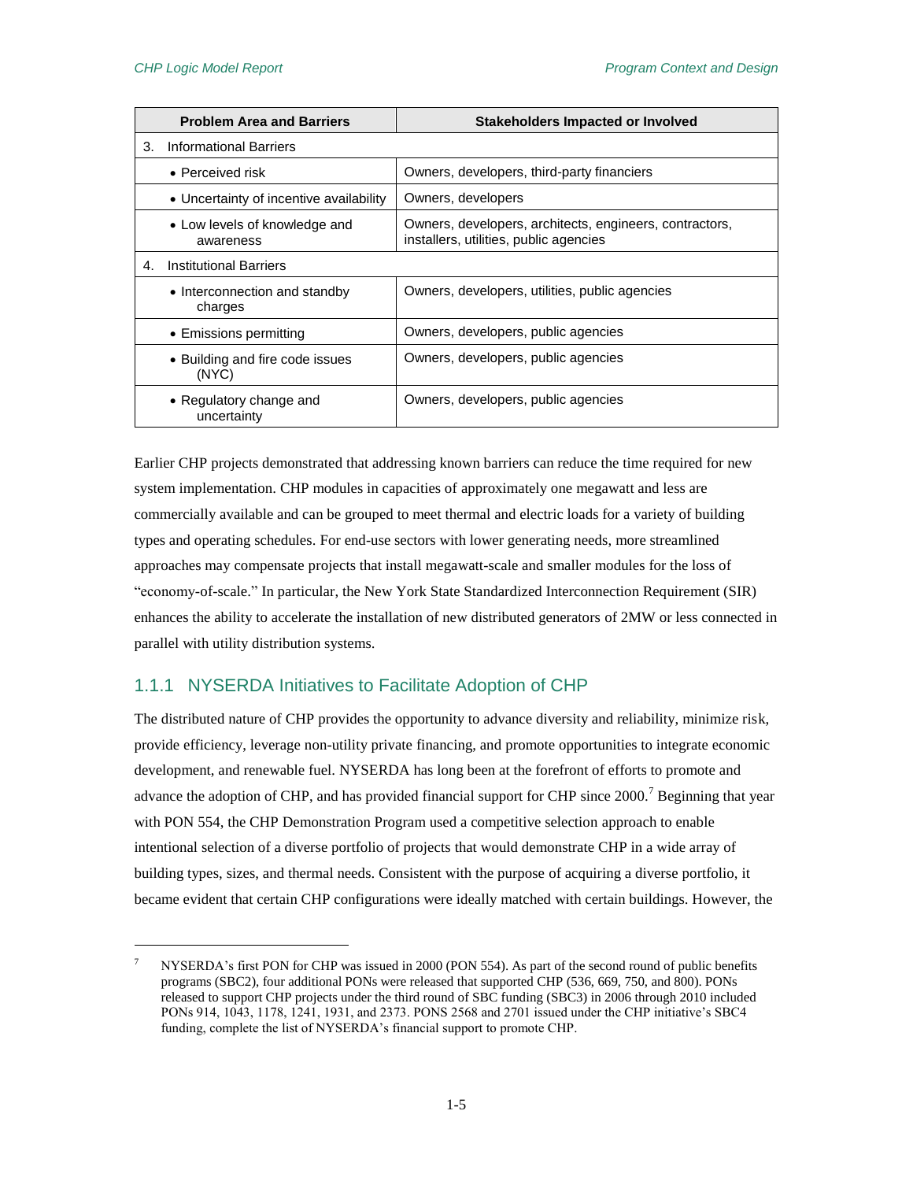| Problem Area and Barriers | Stakeholders Impacted or Involved |
|---|---|
| 3. Informational Barriers | |
| • Perceived risk | Owners, developers, third-party financiers |
| • Uncertainty of incentive availability | Owners, developers |
| • Low levels of knowledge and awareness | Owners, developers, architects, engineers, contractors, installers, utilities, public agencies |
| 4. Institutional Barriers | |
| • Interconnection and standby charges | Owners, developers, utilities, public agencies |
| • Emissions permitting | Owners, developers, public agencies |
| • Building and fire code issues (NYC) | Owners, developers, public agencies |
| • Regulatory change and uncertainty | Owners, developers, public agencies |

Earlier CHP projects demonstrated that addressing known barriers can reduce the time required for new system implementation. CHP modules in capacities of approximately one megawatt and less are commercially available and can be grouped to meet thermal and electric loads for a variety of building types and operating schedules. For end-use sectors with lower generating needs, more streamlined approaches may compensate projects that install megawatt-scale and smaller modules for the loss of "economy-of-scale." In particular, the New York State Standardized Interconnection Requirement (SIR) enhances the ability to accelerate the installation of new distributed generators of 2MW or less connected in parallel with utility distribution systems.

### 1.1.1 NYSERDA Initiatives to Facilitate Adoption of CHP

The distributed nature of CHP provides the opportunity to advance diversity and reliability, minimize risk, provide efficiency, leverage non-utility private financing, and promote opportunities to integrate economic development, and renewable fuel. NYSERDA has long been at the forefront of efforts to promote and advance the adoption of CHP, and has provided financial support for CHP since 2000.[7] Beginning that year with PON 554, the CHP Demonstration Program used a competitive selection approach to enable intentional selection of a diverse portfolio of projects that would demonstrate CHP in a wide array of building types, sizes, and thermal needs. Consistent with the purpose of acquiring a diverse portfolio, it became evident that certain CHP configurations were ideally matched with certain buildings. However, the

[7] NYSERDA's first PON for CHP was issued in 2000 (PON 554). As part of the second round of public benefits programs (SBC2), four additional PONs were released that supported CHP (536, 669, 750, and 800). PONs released to support CHP projects under the third round of SBC funding (SBC3) in 2006 through 2010 included PONs 914, 1043, 1178, 1241, 1931, and 2373. PONS 2568 and 2701 issued under the CHP initiative's SBC4 funding, complete the list of NYSERDA's financial support to promote CHP.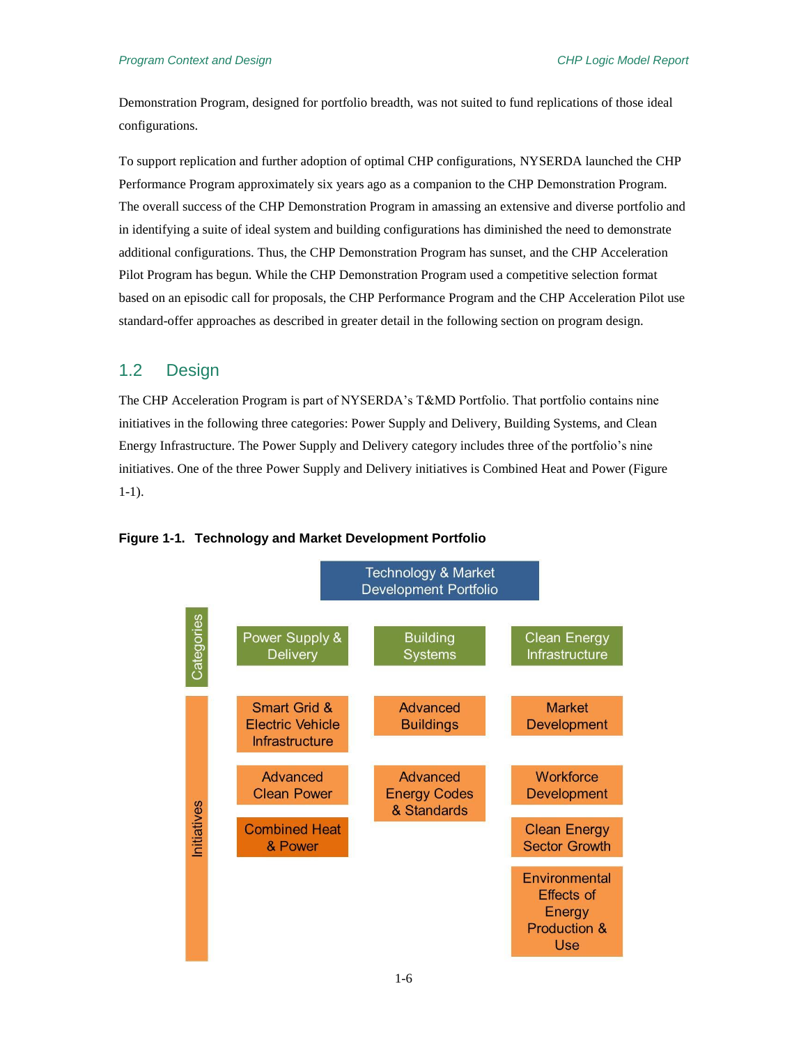Demonstration Program, designed for portfolio breadth, was not suited to fund replications of those ideal configurations.

To support replication and further adoption of optimal CHP configurations, NYSERDA launched the CHP Performance Program approximately six years ago as a companion to the CHP Demonstration Program. The overall success of the CHP Demonstration Program in amassing an extensive and diverse portfolio and in identifying a suite of ideal system and building configurations has diminished the need to demonstrate additional configurations. Thus, the CHP Demonstration Program has sunset, and the CHP Acceleration Pilot Program has begun. While the CHP Demonstration Program used a competitive selection format based on an episodic call for proposals, the CHP Performance Program and the CHP Acceleration Pilot use standard-offer approaches as described in greater detail in the following section on program design.

## 1.2 Design

The CHP Acceleration Program is part of NYSERDA's T&MD Portfolio. That portfolio contains nine initiatives in the following three categories: Power Supply and Delivery, Building Systems, and Clean Energy Infrastructure. The Power Supply and Delivery category includes three of the portfolio's nine initiatives. One of the three Power Supply and Delivery initiatives is Combined Heat and Power (Figure 1-1).

**Figure 1-1. Technology and Market Development Portfolio**

Technology & Market Development Portfolio

| | Power Supply & Delivery | Building Systems | Clean Energy Infrastructure |
|---|---|---|---|
| Initiatives | Smart Grid & Electric Vehicle Infrastructure | Advanced Buildings | Market Development |
| | Advanced Clean Power | Advanced Energy Codes & Standards | Workforce Development |
| | Combined Heat & Power | | Clean Energy Sector Growth |
| | | | Environmental Effects of Energy Production & Use |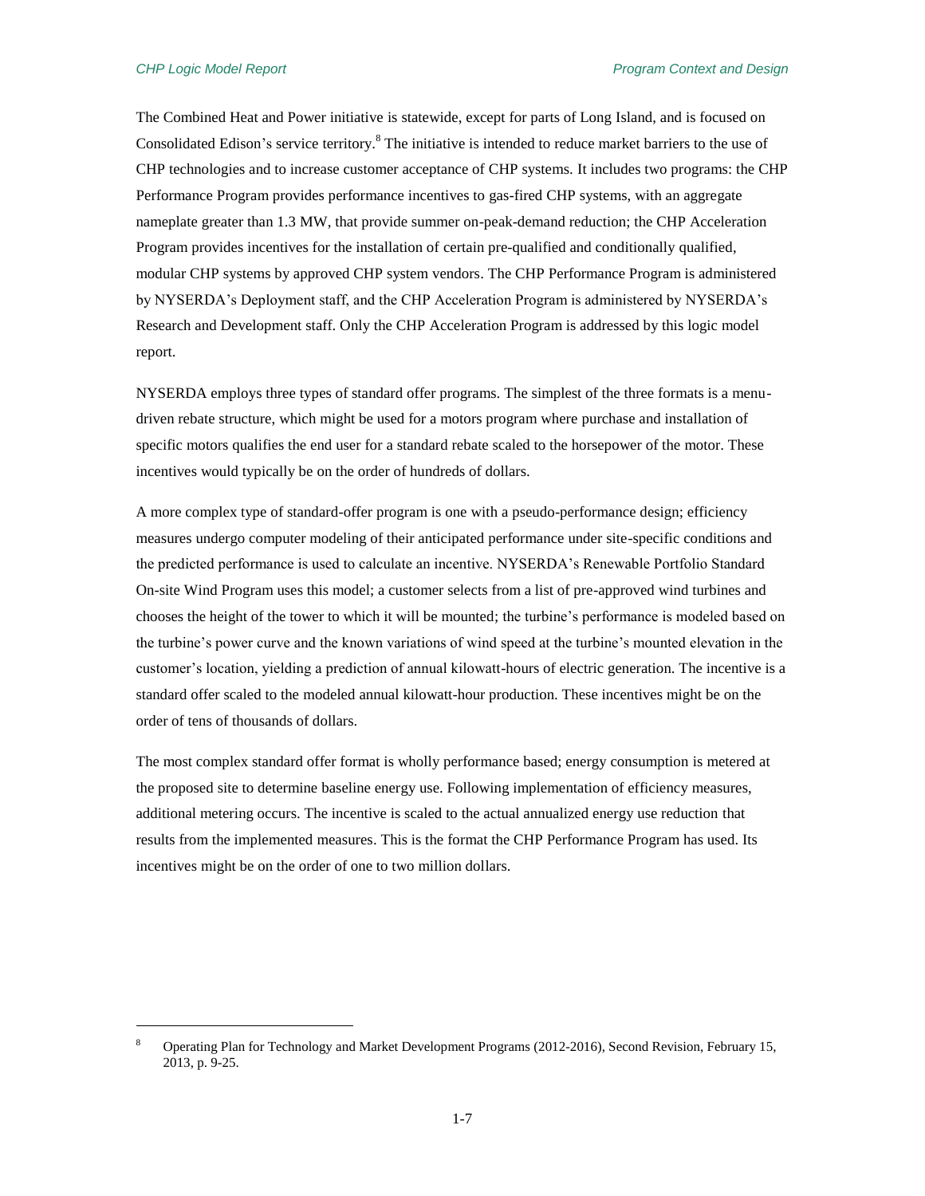The Combined Heat and Power initiative is statewide, except for parts of Long Island, and is focused on Consolidated Edison's service territory.[8] The initiative is intended to reduce market barriers to the use of CHP technologies and to increase customer acceptance of CHP systems. It includes two programs: the CHP Performance Program provides performance incentives to gas-fired CHP systems, with an aggregate nameplate greater than 1.3 MW, that provide summer on-peak-demand reduction; the CHP Acceleration Program provides incentives for the installation of certain pre-qualified and conditionally qualified, modular CHP systems by approved CHP system vendors. The CHP Performance Program is administered by NYSERDA's Deployment staff, and the CHP Acceleration Program is administered by NYSERDA's Research and Development staff. Only the CHP Acceleration Program is addressed by this logic model report.

NYSERDA employs three types of standard offer programs. The simplest of the three formats is a menu-driven rebate structure, which might be used for a motors program where purchase and installation of specific motors qualifies the end user for a standard rebate scaled to the horsepower of the motor. These incentives would typically be on the order of hundreds of dollars.

A more complex type of standard-offer program is one with a pseudo-performance design; efficiency measures undergo computer modeling of their anticipated performance under site-specific conditions and the predicted performance is used to calculate an incentive. NYSERDA's Renewable Portfolio Standard On-site Wind Program uses this model; a customer selects from a list of pre-approved wind turbines and chooses the height of the tower to which it will be mounted; the turbine's performance is modeled based on the turbine's power curve and the known variations of wind speed at the turbine's mounted elevation in the customer's location, yielding a prediction of annual kilowatt-hours of electric generation. The incentive is a standard offer scaled to the modeled annual kilowatt-hour production. These incentives might be on the order of tens of thousands of dollars.

The most complex standard offer format is wholly performance based; energy consumption is metered at the proposed site to determine baseline energy use. Following implementation of efficiency measures, additional metering occurs. The incentive is scaled to the actual annualized energy use reduction that results from the implemented measures. This is the format the CHP Performance Program has used. Its incentives might be on the order of one to two million dollars.

---

[8] Operating Plan for Technology and Market Development Programs (2012-2016), Second Revision, February 15, 2013, p. 9-25.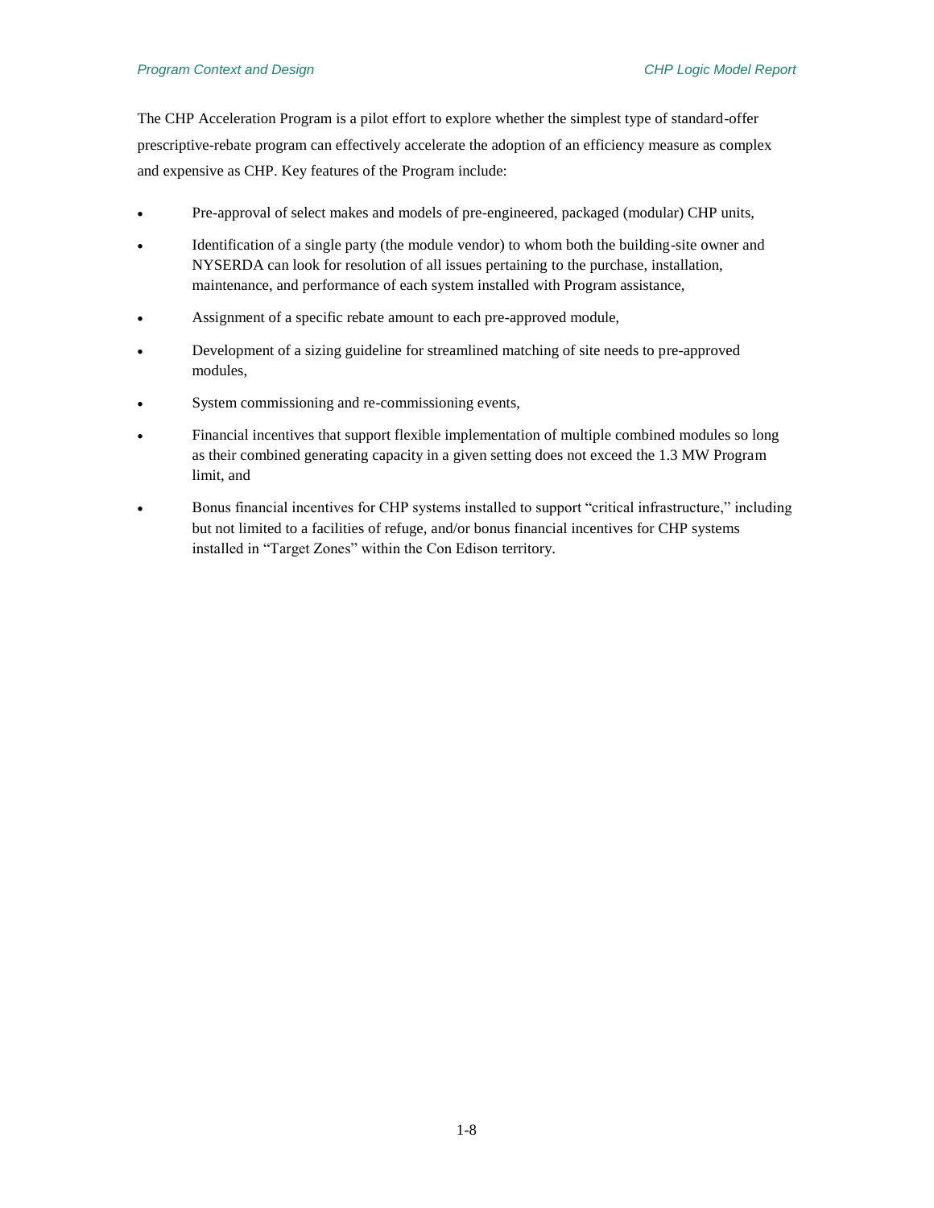The CHP Acceleration Program is a pilot effort to explore whether the simplest type of standard-offer prescriptive-rebate program can effectively accelerate the adoption of an efficiency measure as complex and expensive as CHP. Key features of the Program include:

- Pre-approval of select makes and models of pre-engineered, packaged (modular) CHP units,
- Identification of a single party (the module vendor) to whom both the building-site owner and NYSERDA can look for resolution of all issues pertaining to the purchase, installation, maintenance, and performance of each system installed with Program assistance,
- Assignment of a specific rebate amount to each pre-approved module,
- Development of a sizing guideline for streamlined matching of site needs to pre-approved modules,
- System commissioning and re-commissioning events,
- Financial incentives that support flexible implementation of multiple combined modules so long as their combined generating capacity in a given setting does not exceed the 1.3 MW Program limit, and
- Bonus financial incentives for CHP systems installed to support "critical infrastructure," including but not limited to a facilities of refuge, and/or bonus financial incentives for CHP systems installed in "Target Zones" within the Con Edison territory.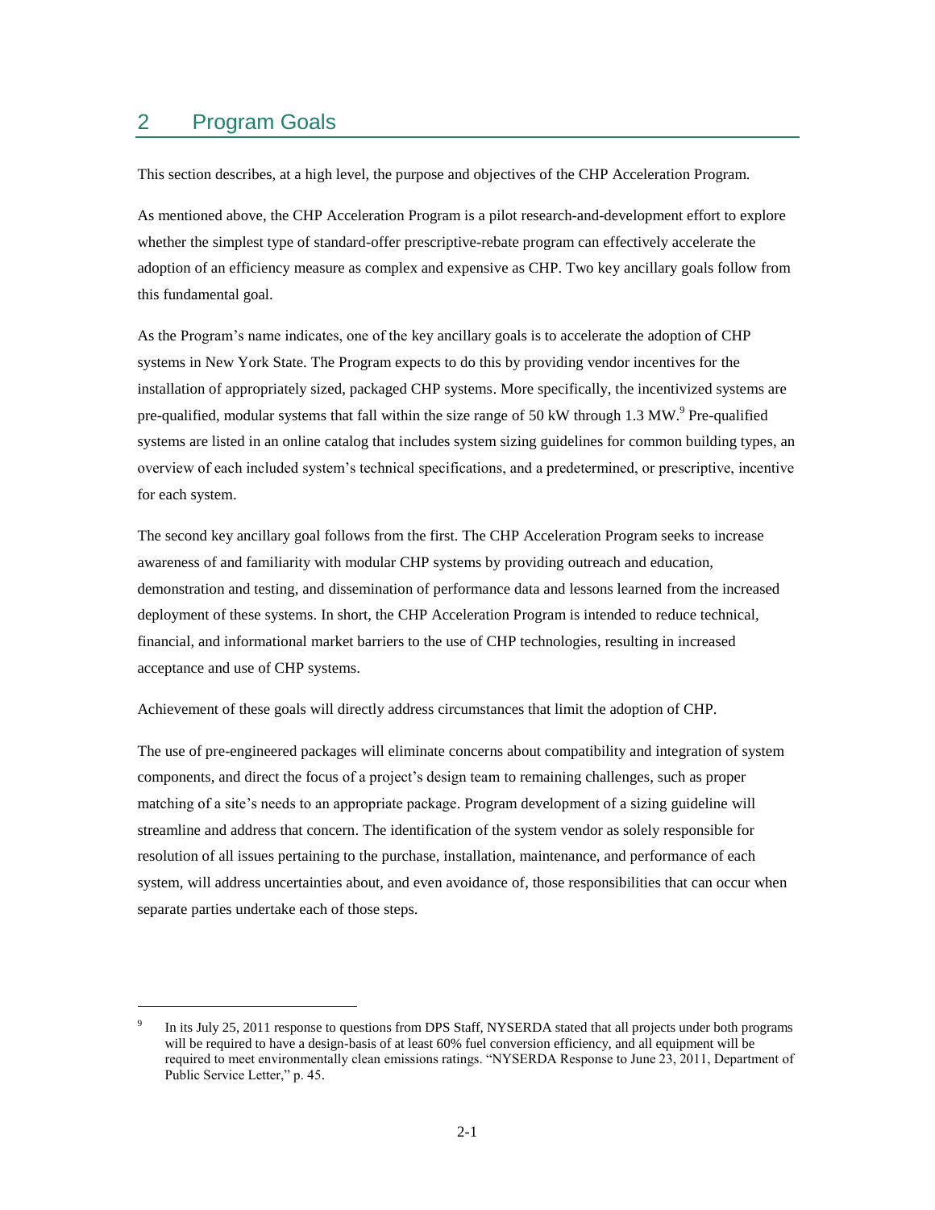# 2 Program Goals

This section describes, at a high level, the purpose and objectives of the CHP Acceleration Program.

As mentioned above, the CHP Acceleration Program is a pilot research-and-development effort to explore whether the simplest type of standard-offer prescriptive-rebate program can effectively accelerate the adoption of an efficiency measure as complex and expensive as CHP. Two key ancillary goals follow from this fundamental goal.

As the Program's name indicates, one of the key ancillary goals is to accelerate the adoption of CHP systems in New York State. The Program expects to do this by providing vendor incentives for the installation of appropriately sized, packaged CHP systems. More specifically, the incentivized systems are pre-qualified, modular systems that fall within the size range of 50 kW through 1.3 MW.[9] Pre-qualified systems are listed in an online catalog that includes system sizing guidelines for common building types, an overview of each included system's technical specifications, and a predetermined, or prescriptive, incentive for each system.

The second key ancillary goal follows from the first. The CHP Acceleration Program seeks to increase awareness of and familiarity with modular CHP systems by providing outreach and education, demonstration and testing, and dissemination of performance data and lessons learned from the increased deployment of these systems. In short, the CHP Acceleration Program is intended to reduce technical, financial, and informational market barriers to the use of CHP technologies, resulting in increased acceptance and use of CHP systems.

Achievement of these goals will directly address circumstances that limit the adoption of CHP.

The use of pre-engineered packages will eliminate concerns about compatibility and integration of system components, and direct the focus of a project's design team to remaining challenges, such as proper matching of a site's needs to an appropriate package. Program development of a sizing guideline will streamline and address that concern. The identification of the system vendor as solely responsible for resolution of all issues pertaining to the purchase, installation, maintenance, and performance of each system, will address uncertainties about, and even avoidance of, those responsibilities that can occur when separate parties undertake each of those steps.

---

[9] In its July 25, 2011 response to questions from DPS Staff, NYSERDA stated that all projects under both programs will be required to have a design-basis of at least 60% fuel conversion efficiency, and all equipment will be required to meet environmentally clean emissions ratings. "NYSERDA Response to June 23, 2011, Department of Public Service Letter," p. 45.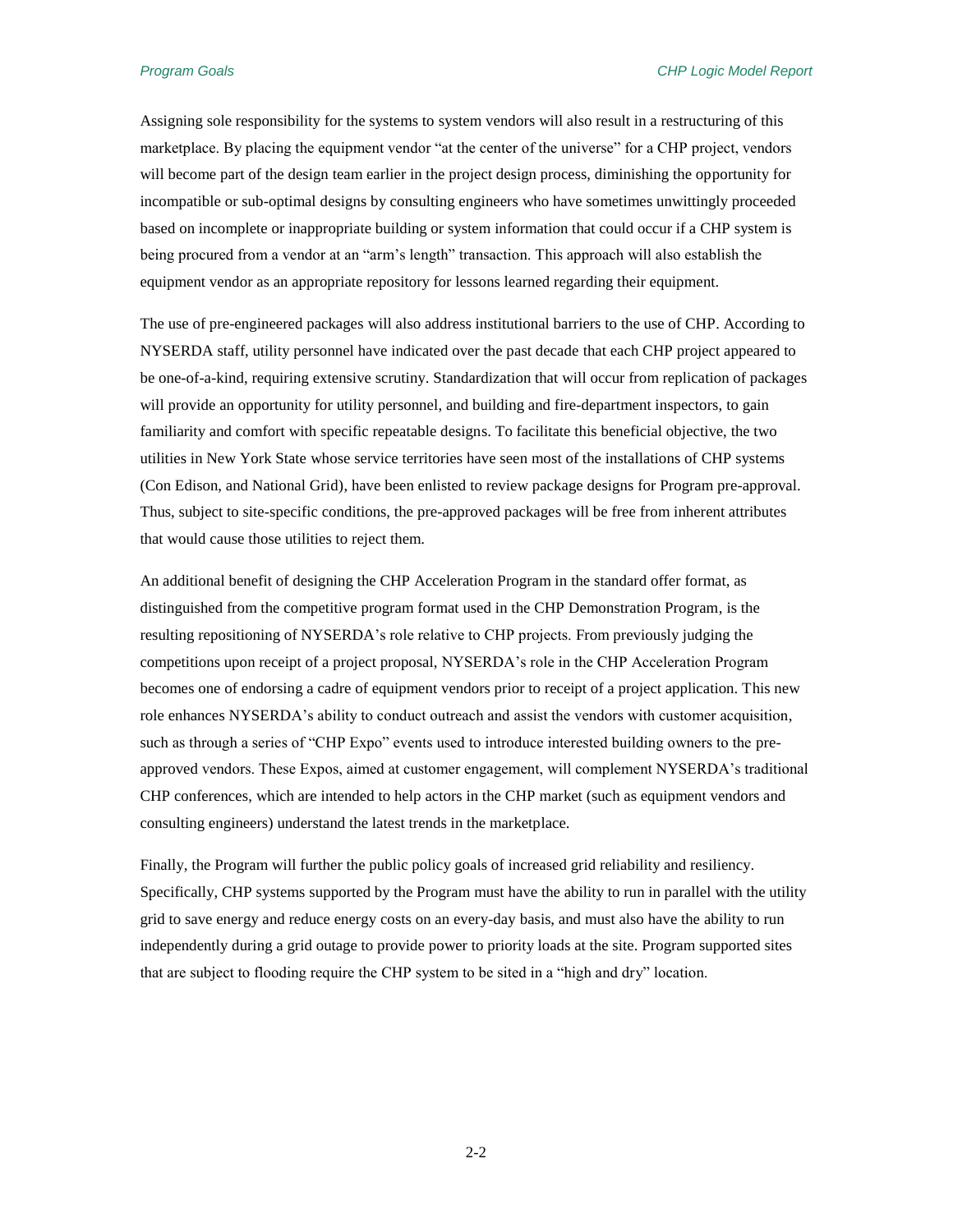Assigning sole responsibility for the systems to system vendors will also result in a restructuring of this marketplace. By placing the equipment vendor "at the center of the universe" for a CHP project, vendors will become part of the design team earlier in the project design process, diminishing the opportunity for incompatible or sub-optimal designs by consulting engineers who have sometimes unwittingly proceeded based on incomplete or inappropriate building or system information that could occur if a CHP system is being procured from a vendor at an "arm's length" transaction. This approach will also establish the equipment vendor as an appropriate repository for lessons learned regarding their equipment.

The use of pre-engineered packages will also address institutional barriers to the use of CHP. According to NYSERDA staff, utility personnel have indicated over the past decade that each CHP project appeared to be one-of-a-kind, requiring extensive scrutiny. Standardization that will occur from replication of packages will provide an opportunity for utility personnel, and building and fire-department inspectors, to gain familiarity and comfort with specific repeatable designs. To facilitate this beneficial objective, the two utilities in New York State whose service territories have seen most of the installations of CHP systems (Con Edison, and National Grid), have been enlisted to review package designs for Program pre-approval. Thus, subject to site-specific conditions, the pre-approved packages will be free from inherent attributes that would cause those utilities to reject them.

An additional benefit of designing the CHP Acceleration Program in the standard offer format, as distinguished from the competitive program format used in the CHP Demonstration Program, is the resulting repositioning of NYSERDA's role relative to CHP projects. From previously judging the competitions upon receipt of a project proposal, NYSERDA's role in the CHP Acceleration Program becomes one of endorsing a cadre of equipment vendors prior to receipt of a project application. This new role enhances NYSERDA's ability to conduct outreach and assist the vendors with customer acquisition, such as through a series of "CHP Expo" events used to introduce interested building owners to the pre-approved vendors. These Expos, aimed at customer engagement, will complement NYSERDA's traditional CHP conferences, which are intended to help actors in the CHP market (such as equipment vendors and consulting engineers) understand the latest trends in the marketplace.

Finally, the Program will further the public policy goals of increased grid reliability and resiliency. Specifically, CHP systems supported by the Program must have the ability to run in parallel with the utility grid to save energy and reduce energy costs on an every-day basis, and must also have the ability to run independently during a grid outage to provide power to priority loads at the site. Program supported sites that are subject to flooding require the CHP system to be sited in a "high and dry" location.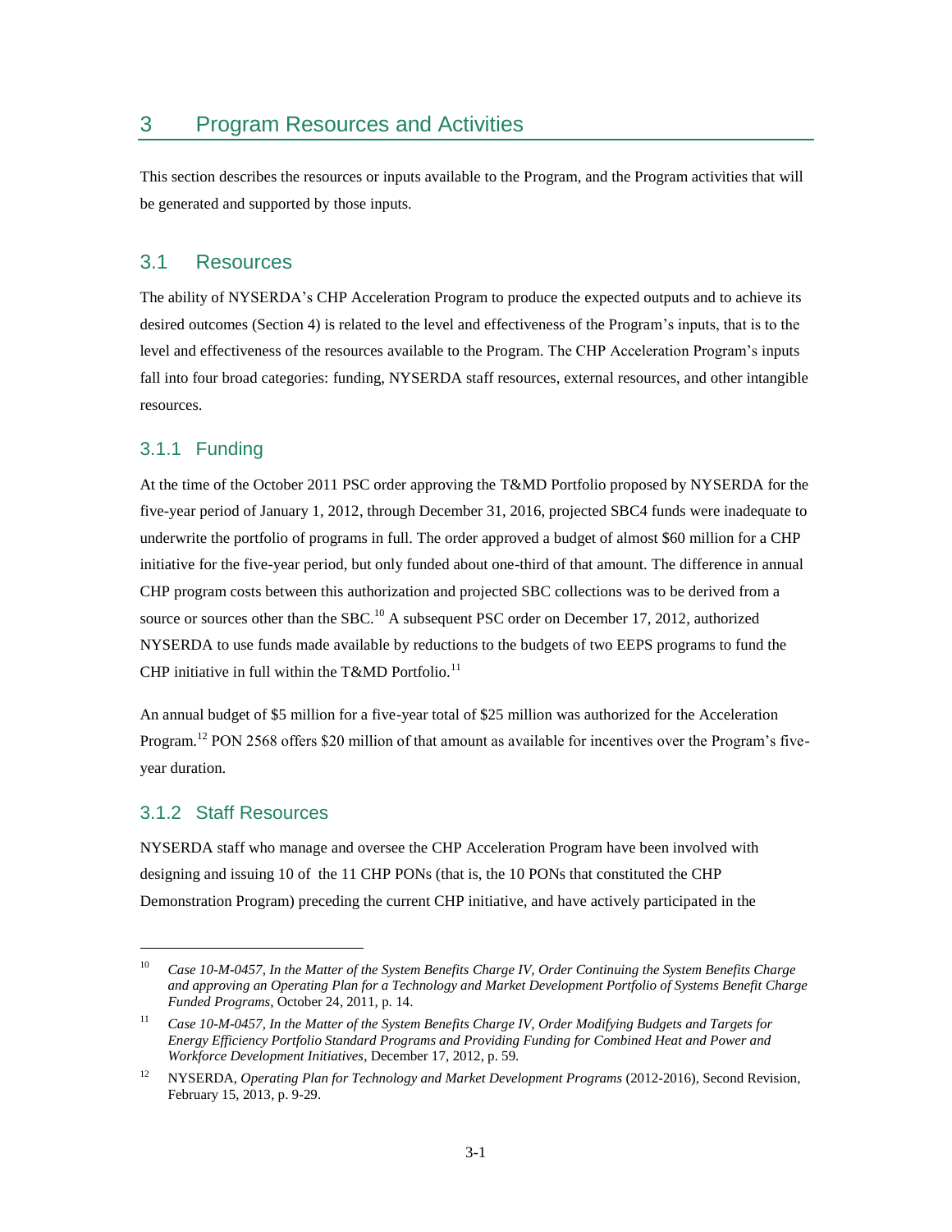# 3 Program Resources and Activities

This section describes the resources or inputs available to the Program, and the Program activities that will be generated and supported by those inputs.

## 3.1 Resources

The ability of NYSERDA's CHP Acceleration Program to produce the expected outputs and to achieve its desired outcomes (Section 4) is related to the level and effectiveness of the Program's inputs, that is to the level and effectiveness of the resources available to the Program. The CHP Acceleration Program's inputs fall into four broad categories: funding, NYSERDA staff resources, external resources, and other intangible resources.

### 3.1.1 Funding

At the time of the October 2011 PSC order approving the T&MD Portfolio proposed by NYSERDA for the five-year period of January 1, 2012, through December 31, 2016, projected SBC4 funds were inadequate to underwrite the portfolio of programs in full. The order approved a budget of almost $60 million for a CHP initiative for the five-year period, but only funded about one-third of that amount. The difference in annual CHP program costs between this authorization and projected SBC collections was to be derived from a source or sources other than the SBC.[10] A subsequent PSC order on December 17, 2012, authorized NYSERDA to use funds made available by reductions to the budgets of two EEPS programs to fund the CHP initiative in full within the T&MD Portfolio.[11]

An annual budget of $5 million for a five-year total of $25 million was authorized for the Acceleration Program.[12] PON 2568 offers $20 million of that amount as available for incentives over the Program's five-year duration.

### 3.1.2 Staff Resources

NYSERDA staff who manage and oversee the CHP Acceleration Program have been involved with designing and issuing 10 of the 11 CHP PONs (that is, the 10 PONs that constituted the CHP Demonstration Program) preceding the current CHP initiative, and have actively participated in the

---

[10] *Case 10-M-0457, In the Matter of the System Benefits Charge IV, Order Continuing the System Benefits Charge and approving an Operating Plan for a Technology and Market Development Portfolio of Systems Benefit Charge Funded Programs*, October 24, 2011, p. 14.

[11] *Case 10-M-0457, In the Matter of the System Benefits Charge IV, Order Modifying Budgets and Targets for Energy Efficiency Portfolio Standard Programs and Providing Funding for Combined Heat and Power and Workforce Development Initiatives*, December 17, 2012, p. 59.

[12] NYSERDA, *Operating Plan for Technology and Market Development Programs* (2012-2016), Second Revision, February 15, 2013, p. 9-29.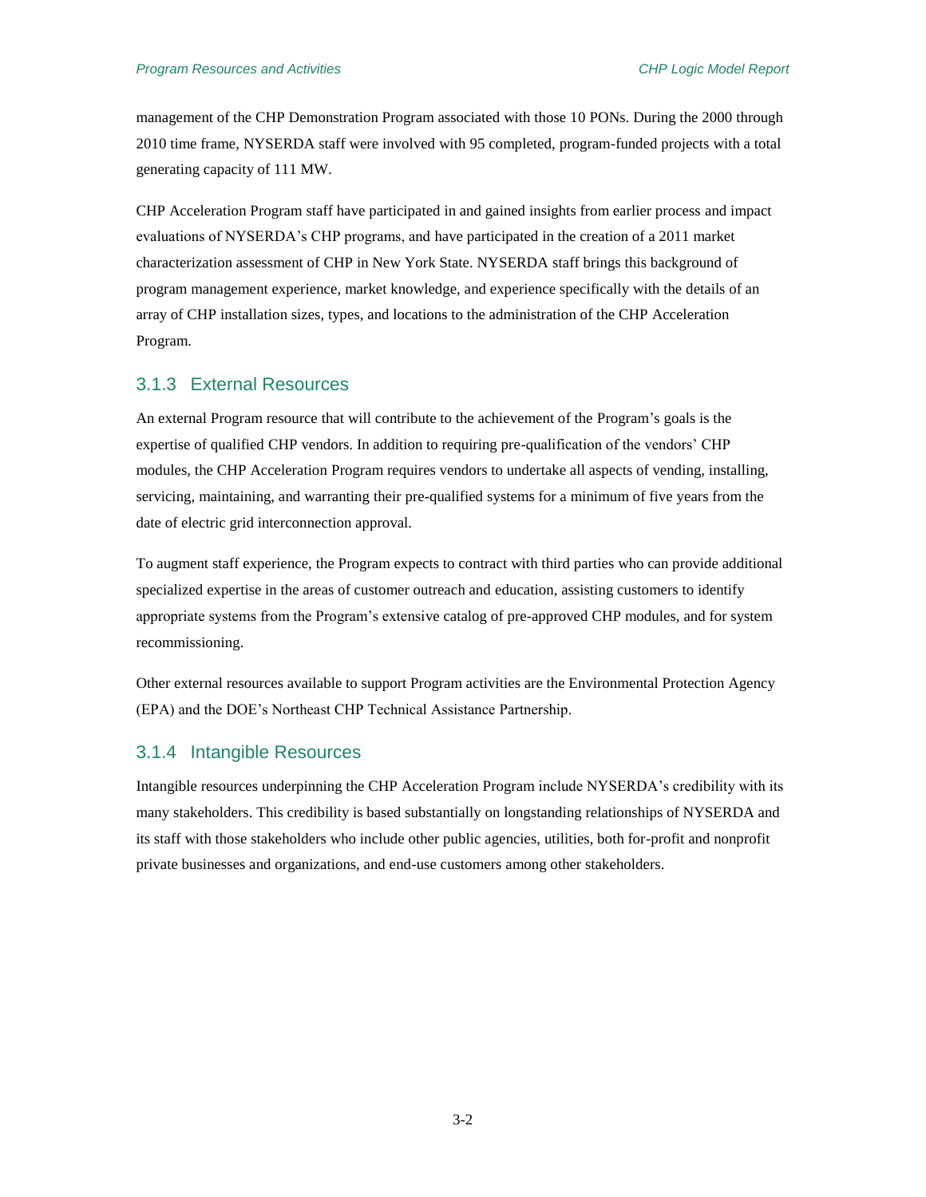management of the CHP Demonstration Program associated with those 10 PONs. During the 2000 through 2010 time frame, NYSERDA staff were involved with 95 completed, program-funded projects with a total generating capacity of 111 MW.

CHP Acceleration Program staff have participated in and gained insights from earlier process and impact evaluations of NYSERDA's CHP programs, and have participated in the creation of a 2011 market characterization assessment of CHP in New York State. NYSERDA staff brings this background of program management experience, market knowledge, and experience specifically with the details of an array of CHP installation sizes, types, and locations to the administration of the CHP Acceleration Program.

### 3.1.3 External Resources

An external Program resource that will contribute to the achievement of the Program's goals is the expertise of qualified CHP vendors. In addition to requiring pre-qualification of the vendors' CHP modules, the CHP Acceleration Program requires vendors to undertake all aspects of vending, installing, servicing, maintaining, and warranting their pre-qualified systems for a minimum of five years from the date of electric grid interconnection approval.

To augment staff experience, the Program expects to contract with third parties who can provide additional specialized expertise in the areas of customer outreach and education, assisting customers to identify appropriate systems from the Program's extensive catalog of pre-approved CHP modules, and for system recommissioning.

Other external resources available to support Program activities are the Environmental Protection Agency (EPA) and the DOE's Northeast CHP Technical Assistance Partnership.

### 3.1.4 Intangible Resources

Intangible resources underpinning the CHP Acceleration Program include NYSERDA's credibility with its many stakeholders. This credibility is based substantially on longstanding relationships of NYSERDA and its staff with those stakeholders who include other public agencies, utilities, both for-profit and nonprofit private businesses and organizations, and end-use customers among other stakeholders.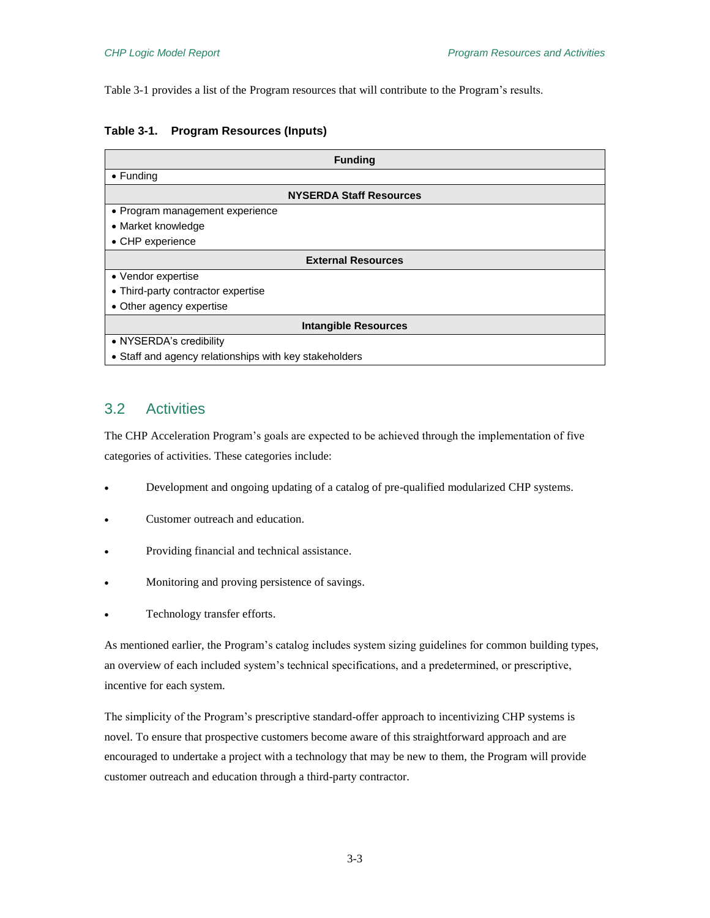Table 3-1 provides a list of the Program resources that will contribute to the Program's results.

**Table 3-1. Program Resources (Inputs)**

| Funding |
| --- |
| • Funding |
| **NYSERDA Staff Resources** |
| • Program management experience<br>• Market knowledge<br>• CHP experience |
| **External Resources** |
| • Vendor expertise<br>• Third-party contractor expertise<br>• Other agency expertise |
| **Intangible Resources** |
| • NYSERDA's credibility<br>• Staff and agency relationships with key stakeholders |

## 3.2 Activities

The CHP Acceleration Program's goals are expected to be achieved through the implementation of five categories of activities. These categories include:

- Development and ongoing updating of a catalog of pre-qualified modularized CHP systems.
- Customer outreach and education.
- Providing financial and technical assistance.
- Monitoring and proving persistence of savings.
- Technology transfer efforts.

As mentioned earlier, the Program's catalog includes system sizing guidelines for common building types, an overview of each included system's technical specifications, and a predetermined, or prescriptive, incentive for each system.

The simplicity of the Program's prescriptive standard-offer approach to incentivizing CHP systems is novel. To ensure that prospective customers become aware of this straightforward approach and are encouraged to undertake a project with a technology that may be new to them, the Program will provide customer outreach and education through a third-party contractor.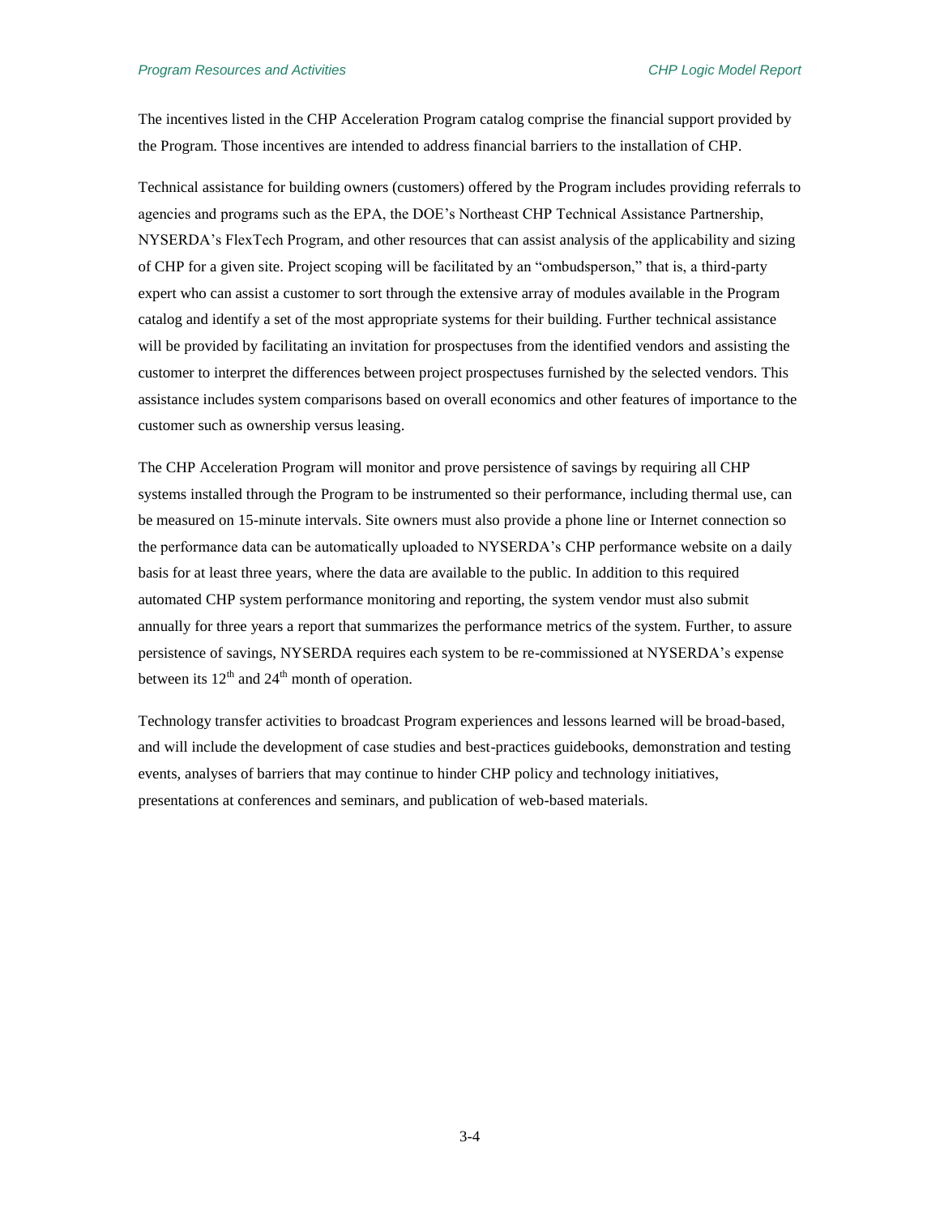The incentives listed in the CHP Acceleration Program catalog comprise the financial support provided by the Program. Those incentives are intended to address financial barriers to the installation of CHP.

Technical assistance for building owners (customers) offered by the Program includes providing referrals to agencies and programs such as the EPA, the DOE's Northeast CHP Technical Assistance Partnership, NYSERDA's FlexTech Program, and other resources that can assist analysis of the applicability and sizing of CHP for a given site. Project scoping will be facilitated by an "ombudsperson," that is, a third-party expert who can assist a customer to sort through the extensive array of modules available in the Program catalog and identify a set of the most appropriate systems for their building. Further technical assistance will be provided by facilitating an invitation for prospectuses from the identified vendors and assisting the customer to interpret the differences between project prospectuses furnished by the selected vendors. This assistance includes system comparisons based on overall economics and other features of importance to the customer such as ownership versus leasing.

The CHP Acceleration Program will monitor and prove persistence of savings by requiring all CHP systems installed through the Program to be instrumented so their performance, including thermal use, can be measured on 15-minute intervals. Site owners must also provide a phone line or Internet connection so the performance data can be automatically uploaded to NYSERDA's CHP performance website on a daily basis for at least three years, where the data are available to the public. In addition to this required automated CHP system performance monitoring and reporting, the system vendor must also submit annually for three years a report that summarizes the performance metrics of the system. Further, to assure persistence of savings, NYSERDA requires each system to be re-commissioned at NYSERDA's expense between its 12th and 24th month of operation.

Technology transfer activities to broadcast Program experiences and lessons learned will be broad-based, and will include the development of case studies and best-practices guidebooks, demonstration and testing events, analyses of barriers that may continue to hinder CHP policy and technology initiatives, presentations at conferences and seminars, and publication of web-based materials.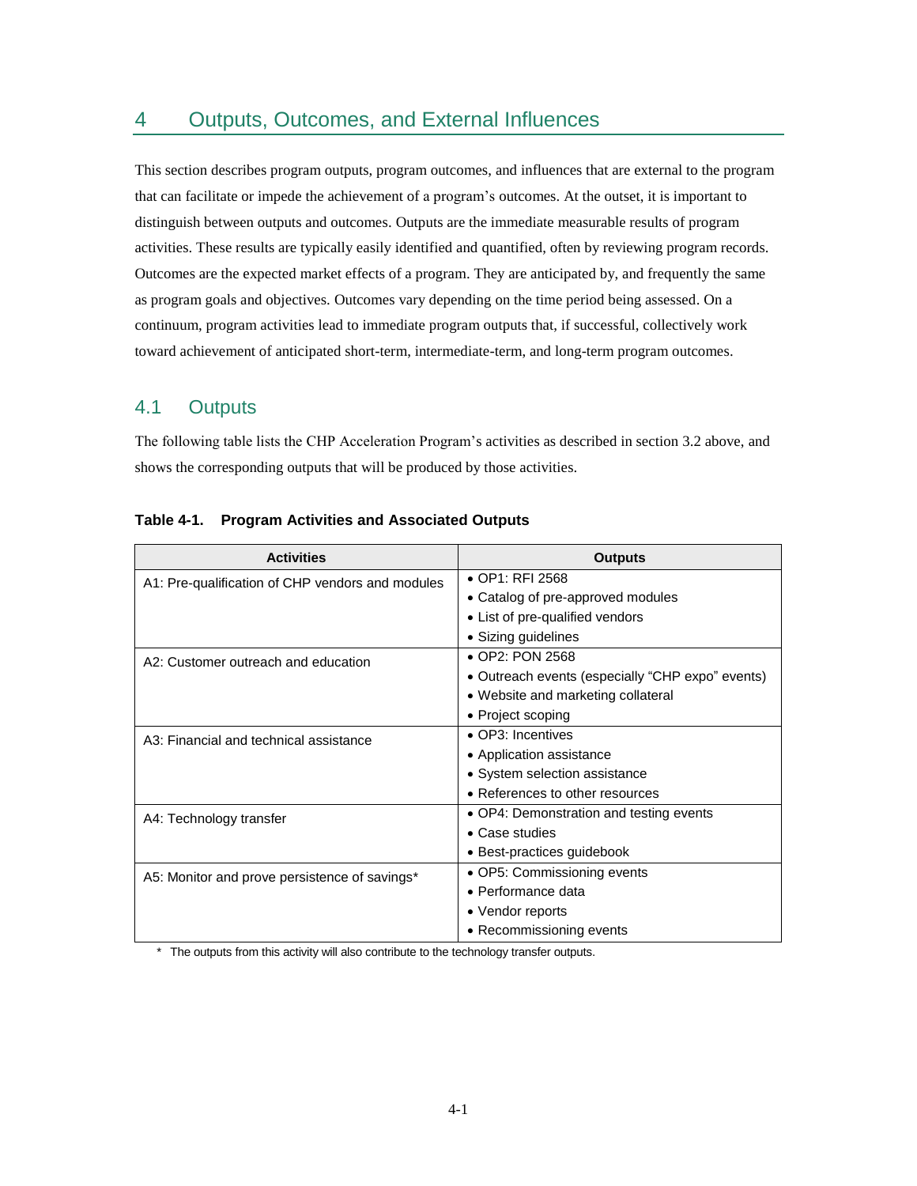# 4 Outputs, Outcomes, and External Influences

This section describes program outputs, program outcomes, and influences that are external to the program that can facilitate or impede the achievement of a program's outcomes. At the outset, it is important to distinguish between outputs and outcomes. Outputs are the immediate measurable results of program activities. These results are typically easily identified and quantified, often by reviewing program records. Outcomes are the expected market effects of a program. They are anticipated by, and frequently the same as program goals and objectives. Outcomes vary depending on the time period being assessed. On a continuum, program activities lead to immediate program outputs that, if successful, collectively work toward achievement of anticipated short-term, intermediate-term, and long-term program outcomes.

## 4.1 Outputs

The following table lists the CHP Acceleration Program's activities as described in section 3.2 above, and shows the corresponding outputs that will be produced by those activities.

**Table 4-1. Program Activities and Associated Outputs**

| Activities | Outputs |
|---|---|
| A1: Pre-qualification of CHP vendors and modules | • OP1: RFI 2568<br>• Catalog of pre-approved modules<br>• List of pre-qualified vendors<br>• Sizing guidelines |
| A2: Customer outreach and education | • OP2: PON 2568<br>• Outreach events (especially "CHP expo" events)<br>• Website and marketing collateral<br>• Project scoping |
| A3: Financial and technical assistance | • OP3: Incentives<br>• Application assistance<br>• System selection assistance<br>• References to other resources |
| A4: Technology transfer | • OP4: Demonstration and testing events<br>• Case studies<br>• Best-practices guidebook |
| A5: Monitor and prove persistence of savings* | • OP5: Commissioning events<br>• Performance data<br>• Vendor reports<br>• Recommissioning events |

\* The outputs from this activity will also contribute to the technology transfer outputs.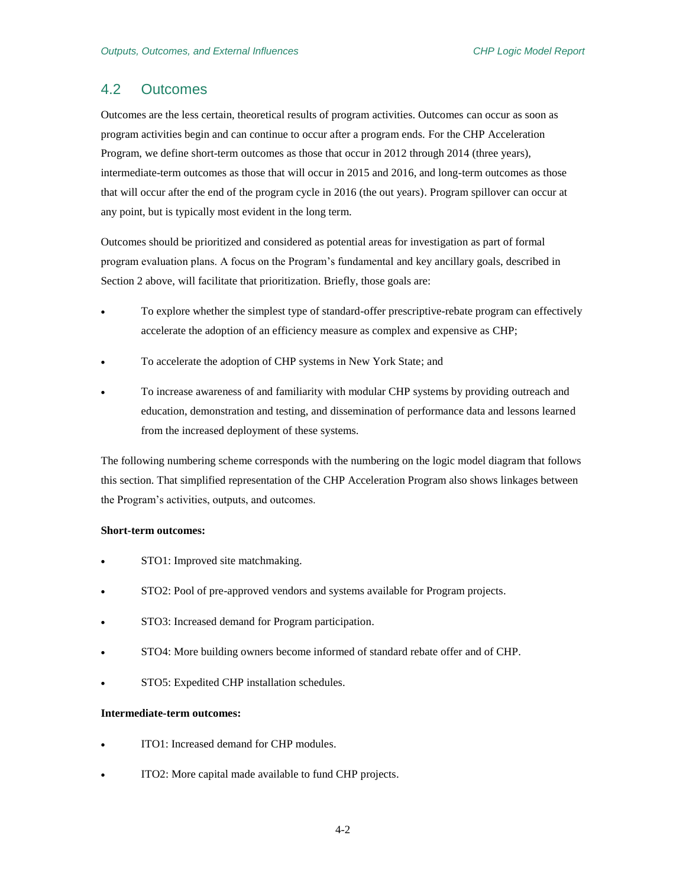## 4.2 Outcomes

Outcomes are the less certain, theoretical results of program activities. Outcomes can occur as soon as program activities begin and can continue to occur after a program ends. For the CHP Acceleration Program, we define short-term outcomes as those that occur in 2012 through 2014 (three years), intermediate-term outcomes as those that will occur in 2015 and 2016, and long-term outcomes as those that will occur after the end of the program cycle in 2016 (the out years). Program spillover can occur at any point, but is typically most evident in the long term.

Outcomes should be prioritized and considered as potential areas for investigation as part of formal program evaluation plans. A focus on the Program's fundamental and key ancillary goals, described in Section 2 above, will facilitate that prioritization. Briefly, those goals are:

- To explore whether the simplest type of standard-offer prescriptive-rebate program can effectively accelerate the adoption of an efficiency measure as complex and expensive as CHP;
- To accelerate the adoption of CHP systems in New York State; and
- To increase awareness of and familiarity with modular CHP systems by providing outreach and education, demonstration and testing, and dissemination of performance data and lessons learned from the increased deployment of these systems.

The following numbering scheme corresponds with the numbering on the logic model diagram that follows this section. That simplified representation of the CHP Acceleration Program also shows linkages between the Program's activities, outputs, and outcomes.

**Short-term outcomes:**

- STO1: Improved site matchmaking.
- STO2: Pool of pre-approved vendors and systems available for Program projects.
- STO3: Increased demand for Program participation.
- STO4: More building owners become informed of standard rebate offer and of CHP.
- STO5: Expedited CHP installation schedules.

**Intermediate-term outcomes:**

- ITO1: Increased demand for CHP modules.
- ITO2: More capital made available to fund CHP projects.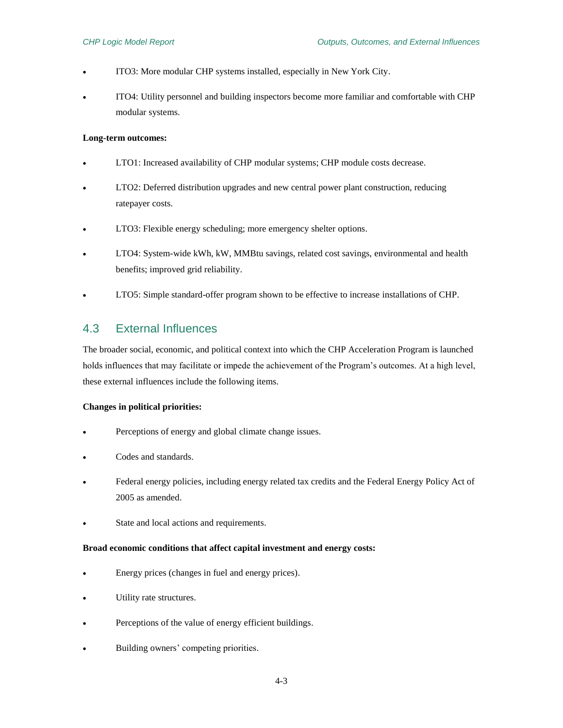- ITO3: More modular CHP systems installed, especially in New York City.
- ITO4: Utility personnel and building inspectors become more familiar and comfortable with CHP modular systems.

**Long-term outcomes:**

- LTO1: Increased availability of CHP modular systems; CHP module costs decrease.
- LTO2: Deferred distribution upgrades and new central power plant construction, reducing ratepayer costs.
- LTO3: Flexible energy scheduling; more emergency shelter options.
- LTO4: System-wide kWh, kW, MMBtu savings, related cost savings, environmental and health benefits; improved grid reliability.
- LTO5: Simple standard-offer program shown to be effective to increase installations of CHP.

## 4.3 External Influences

The broader social, economic, and political context into which the CHP Acceleration Program is launched holds influences that may facilitate or impede the achievement of the Program's outcomes. At a high level, these external influences include the following items.

**Changes in political priorities:**

- Perceptions of energy and global climate change issues.
- Codes and standards.
- Federal energy policies, including energy related tax credits and the Federal Energy Policy Act of 2005 as amended.
- State and local actions and requirements.

**Broad economic conditions that affect capital investment and energy costs:**

- Energy prices (changes in fuel and energy prices).
- Utility rate structures.
- Perceptions of the value of energy efficient buildings.
- Building owners' competing priorities.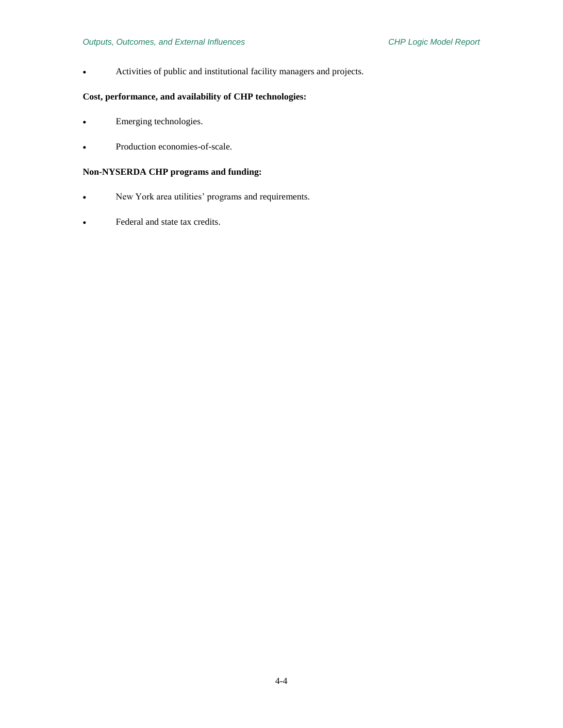- Activities of public and institutional facility managers and projects.

**Cost, performance, and availability of CHP technologies:**

- Emerging technologies.
- Production economies-of-scale.

**Non-NYSERDA CHP programs and funding:**

- New York area utilities' programs and requirements.
- Federal and state tax credits.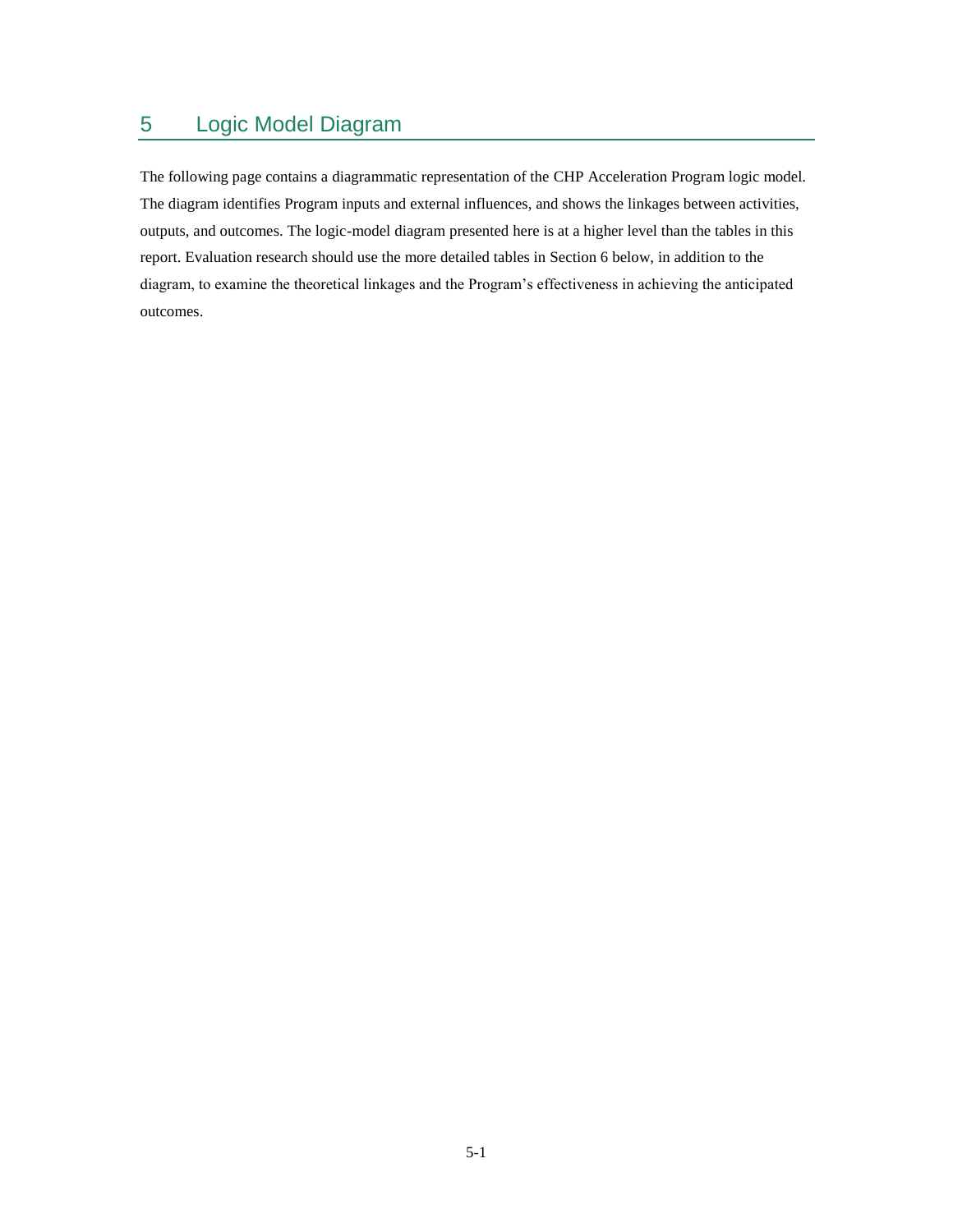# 5 Logic Model Diagram

The following page contains a diagrammatic representation of the CHP Acceleration Program logic model. The diagram identifies Program inputs and external influences, and shows the linkages between activities, outputs, and outcomes. The logic-model diagram presented here is at a higher level than the tables in this report. Evaluation research should use the more detailed tables in Section 6 below, in addition to the diagram, to examine the theoretical linkages and the Program's effectiveness in achieving the anticipated outcomes.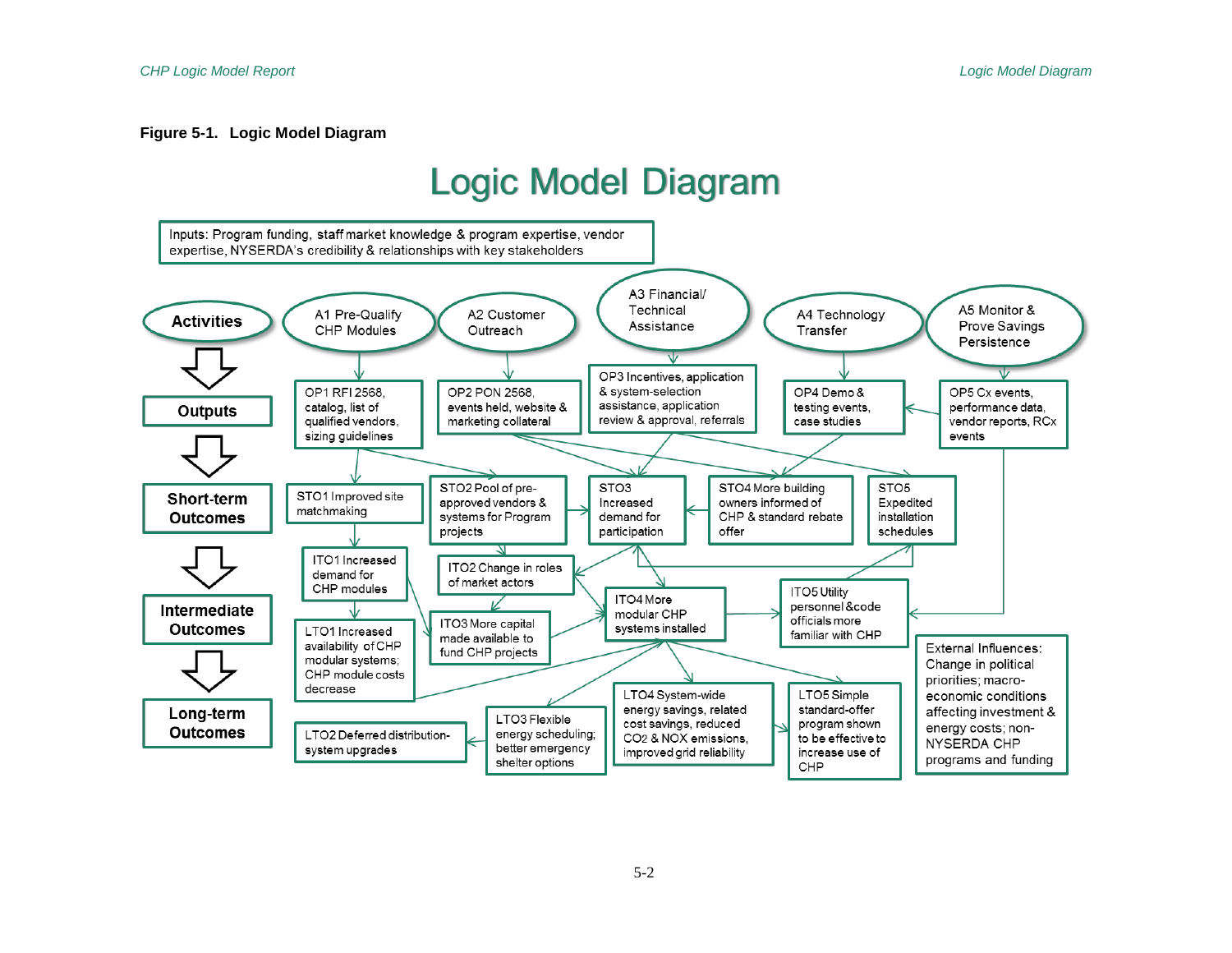**Figure 5-1. Logic Model Diagram**

# Logic Model Diagram

Inputs: Program funding, staff market knowledge & program expertise, vendor expertise, NYSERDA's credibility & relationships with key stakeholders

**Activities**

- A1 Pre-Qualify CHP Modules
- A2 Customer Outreach
- A3 Financial/ Technical Assistance
- A4 Technology Transfer
- A5 Monitor & Prove Savings Persistence

**Outputs**

- OP1 RFI 2568, catalog, list of qualified vendors, sizing guidelines
- OP2 PON 2568, events held, website & marketing collateral
- OP3 Incentives, application & system-selection assistance, application review & approval, referrals
- OP4 Demo & testing events, case studies
- OP5 Cx events, performance data, vendor reports, RCx events

**Short-term Outcomes**

- STO1 Improved site matchmaking
- STO2 Pool of pre-approved vendors & systems for Program projects
- STO3 Increased demand for participation
- STO4 More building owners informed of CHP & standard rebate offer
- STO5 Expedited installation schedules

**Intermediate Outcomes**

- ITO1 Increased demand for CHP modules
- ITO2 Change in roles of market actors
- ITO3 More capital made available to fund CHP projects
- ITO4 More modular CHP systems installed
- ITO5 Utility personnel & code officials more familiar with CHP

**Long-term Outcomes**

- LTO1 Increased availability of CHP modular systems; CHP module costs decrease
- LTO2 Deferred distribution-system upgrades
- LTO3 Flexible energy scheduling; better emergency shelter options
- LTO4 System-wide energy savings, related cost savings, reduced $CO_2$ & NOX emissions, improved grid reliability
- LTO5 Simple standard-offer program shown to be effective to increase use of CHP

External Influences: Change in political priorities; macro-economic conditions affecting investment & energy costs; non-NYSERDA CHP programs and funding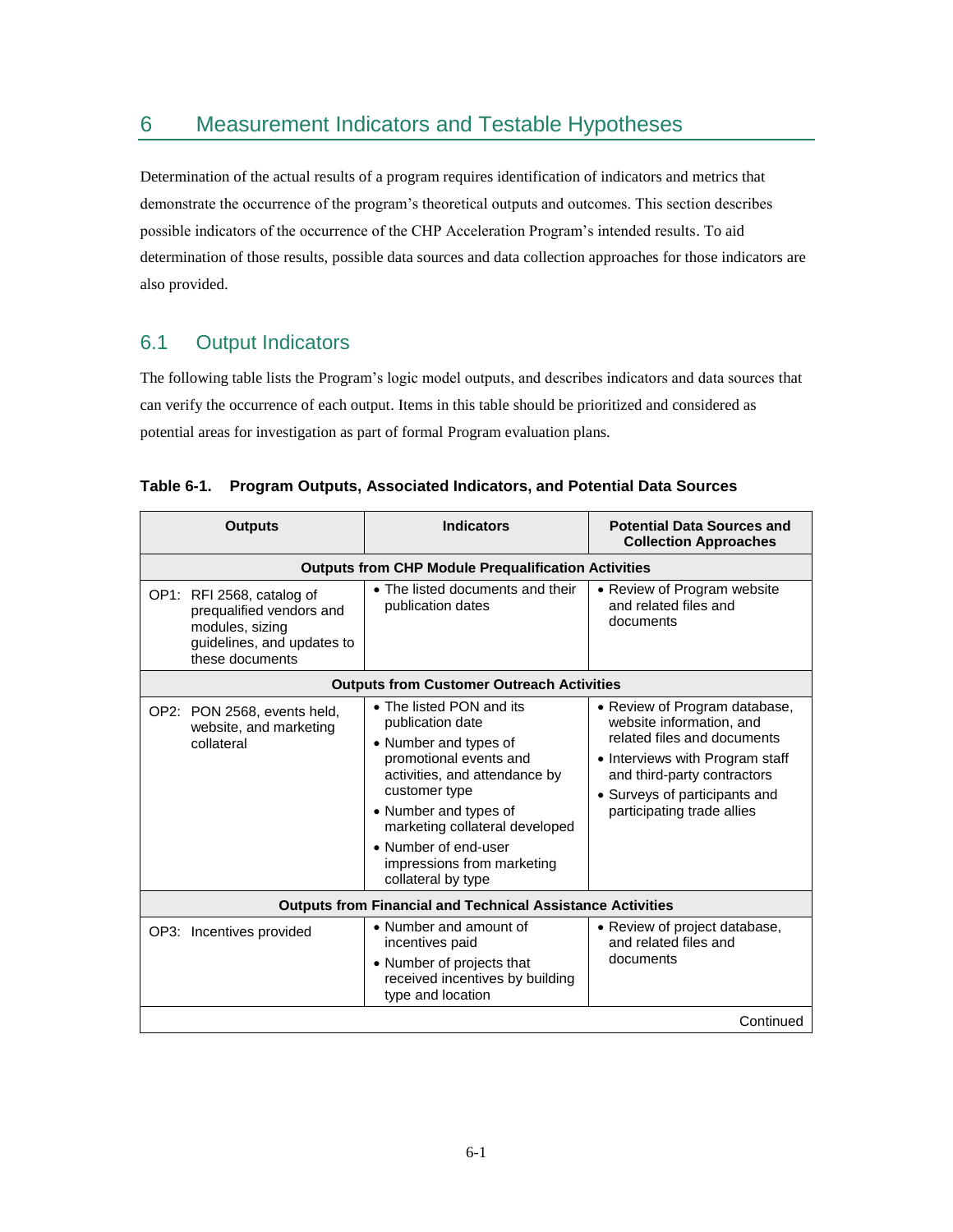# 6 Measurement Indicators and Testable Hypotheses

Determination of the actual results of a program requires identification of indicators and metrics that demonstrate the occurrence of the program's theoretical outputs and outcomes. This section describes possible indicators of the occurrence of the CHP Acceleration Program's intended results. To aid determination of those results, possible data sources and data collection approaches for those indicators are also provided.

## 6.1 Output Indicators

The following table lists the Program's logic model outputs, and describes indicators and data sources that can verify the occurrence of each output. Items in this table should be prioritized and considered as potential areas for investigation as part of formal Program evaluation plans.

**Table 6-1. Program Outputs, Associated Indicators, and Potential Data Sources**

| Outputs | Indicators | Potential Data Sources and Collection Approaches |
|---|---|---|
| **Outputs from CHP Module Prequalification Activities** | | |
| OP1: RFI 2568, catalog of prequalified vendors and modules, sizing guidelines, and updates to these documents | • The listed documents and their publication dates | • Review of Program website and related files and documents |
| **Outputs from Customer Outreach Activities** | | |
| OP2: PON 2568, events held, website, and marketing collateral | • The listed PON and its publication date<br>• Number and types of promotional events and activities, and attendance by customer type<br>• Number and types of marketing collateral developed<br>• Number of end-user impressions from marketing collateral by type | • Review of Program database, website information, and related files and documents<br>• Interviews with Program staff and third-party contractors<br>• Surveys of participants and participating trade allies |
| **Outputs from Financial and Technical Assistance Activities** | | |
| OP3: Incentives provided | • Number and amount of incentives paid<br>• Number of projects that received incentives by building type and location | • Review of project database, and related files and documents |

Continued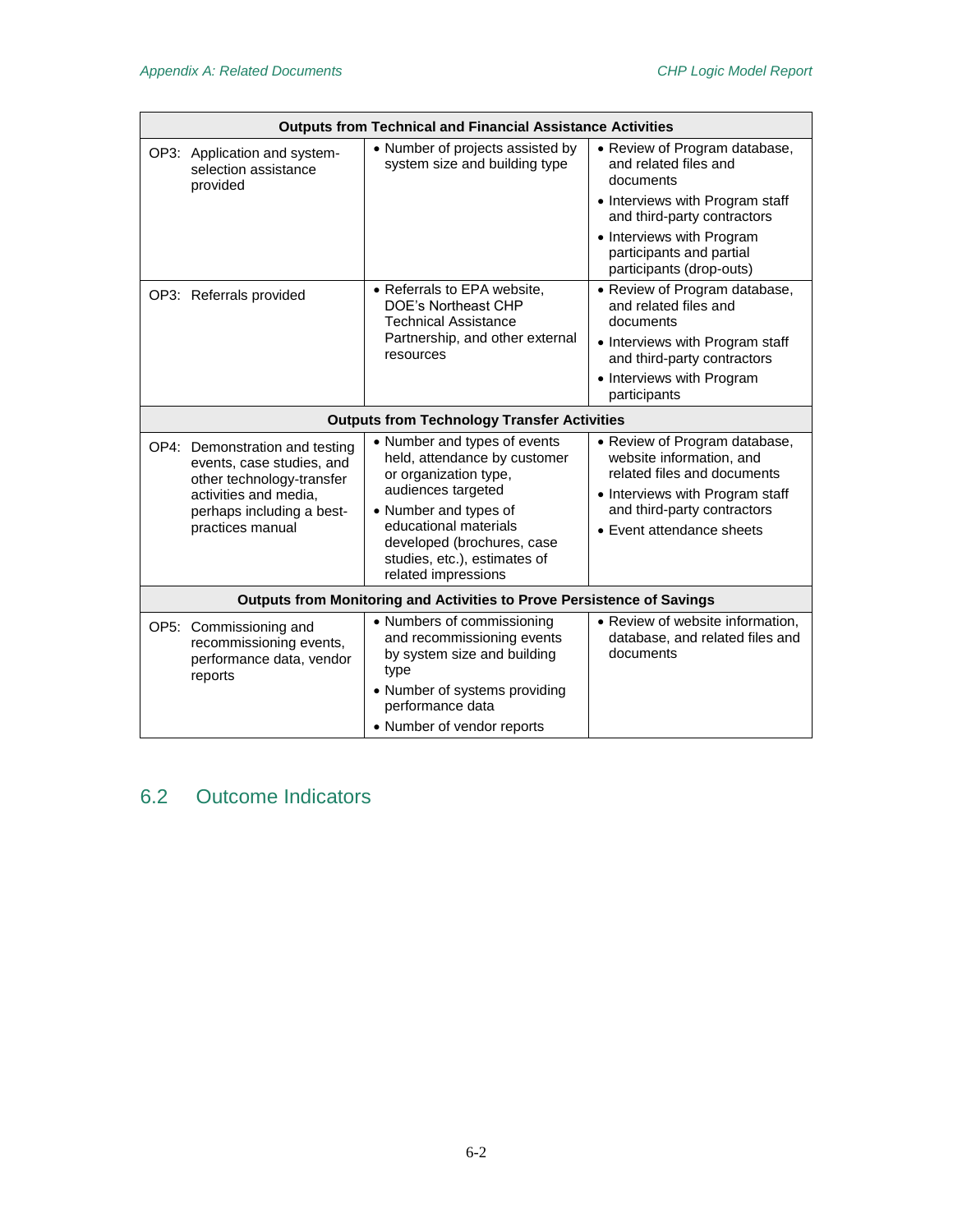| Outputs from Technical and Financial Assistance Activities | | |
|---|---|---|
| OP3: Application and system-selection assistance provided | • Number of projects assisted by system size and building type | • Review of Program database, and related files and documents<br>• Interviews with Program staff and third-party contractors<br>• Interviews with Program participants and partial participants (drop-outs) |
| OP3: Referrals provided | • Referrals to EPA website, DOE's Northeast CHP Technical Assistance Partnership, and other external resources | • Review of Program database, and related files and documents<br>• Interviews with Program staff and third-party contractors<br>• Interviews with Program participants |
| **Outputs from Technology Transfer Activities** | | |
| OP4: Demonstration and testing events, case studies, and other technology-transfer activities and media, perhaps including a best-practices manual | • Number and types of events held, attendance by customer or organization type, audiences targeted<br>• Number and types of educational materials developed (brochures, case studies, etc.), estimates of related impressions | • Review of Program database, website information, and related files and documents<br>• Interviews with Program staff and third-party contractors<br>• Event attendance sheets |
| **Outputs from Monitoring and Activities to Prove Persistence of Savings** | | |
| OP5: Commissioning and recommissioning events, performance data, vendor reports | • Numbers of commissioning and recommissioning events by system size and building type<br>• Number of systems providing performance data<br>• Number of vendor reports | • Review of website information, database, and related files and documents |

## 6.2 Outcome Indicators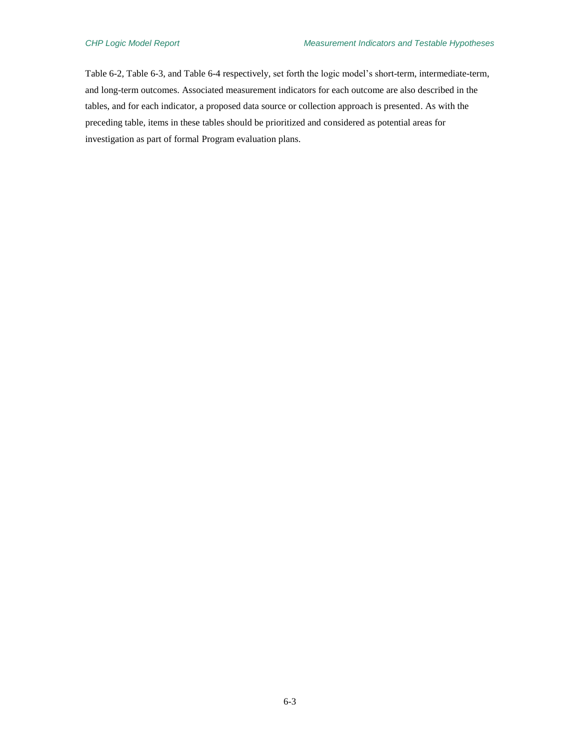Table 6-2, Table 6-3, and Table 6-4 respectively, set forth the logic model's short-term, intermediate-term, and long-term outcomes. Associated measurement indicators for each outcome are also described in the tables, and for each indicator, a proposed data source or collection approach is presented. As with the preceding table, items in these tables should be prioritized and considered as potential areas for investigation as part of formal Program evaluation plans.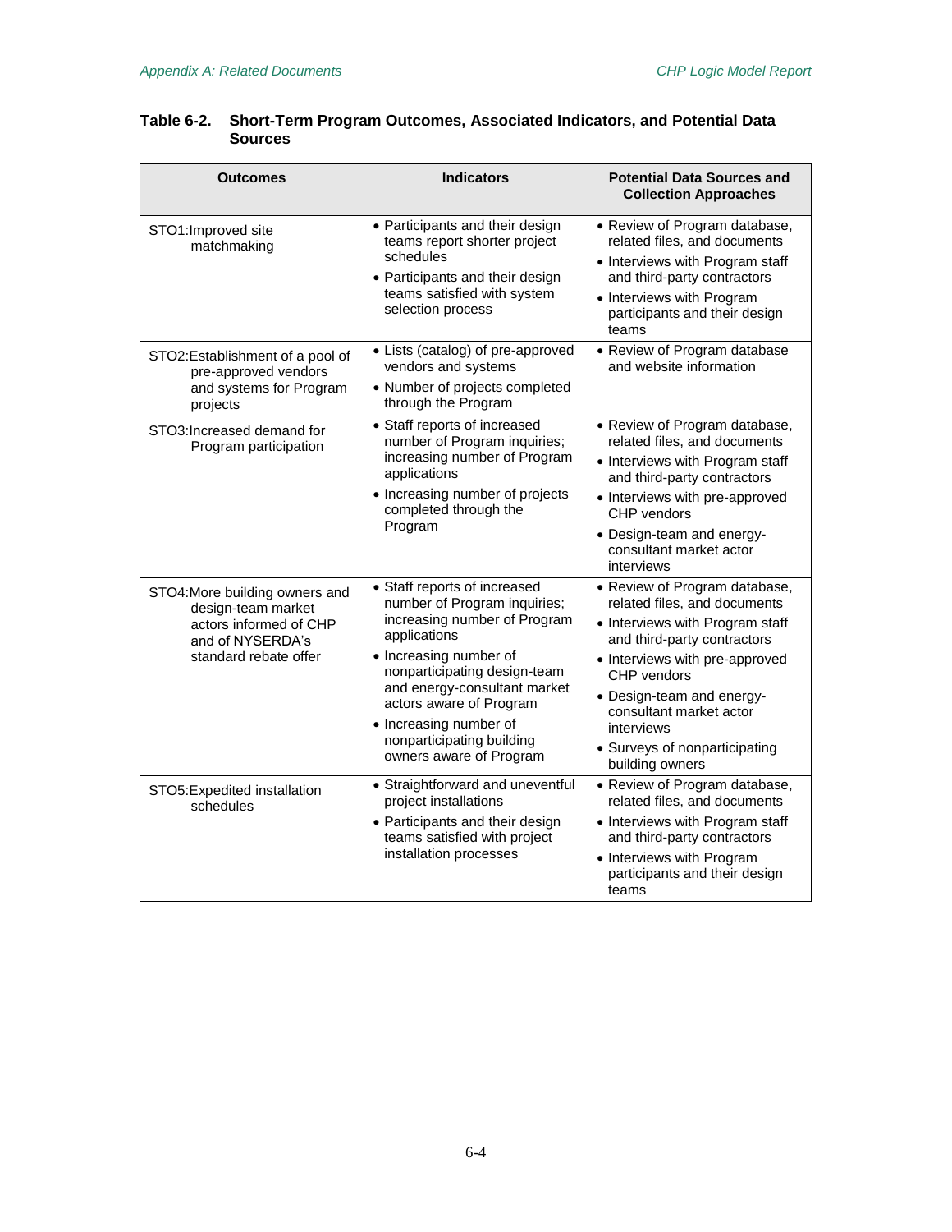**Table 6-2. Short-Term Program Outcomes, Associated Indicators, and Potential Data Sources**

| Outcomes | Indicators | Potential Data Sources and Collection Approaches |
|---|---|---|
| STO1:Improved site matchmaking | • Participants and their design teams report shorter project schedules<br>• Participants and their design teams satisfied with system selection process | • Review of Program database, related files, and documents<br>• Interviews with Program staff and third-party contractors<br>• Interviews with Program participants and their design teams |
| STO2:Establishment of a pool of pre-approved vendors and systems for Program projects | • Lists (catalog) of pre-approved vendors and systems<br>• Number of projects completed through the Program | • Review of Program database and website information |
| STO3:Increased demand for Program participation | • Staff reports of increased number of Program inquiries; increasing number of Program applications<br>• Increasing number of projects completed through the Program | • Review of Program database, related files, and documents<br>• Interviews with Program staff and third-party contractors<br>• Interviews with pre-approved CHP vendors<br>• Design-team and energy-consultant market actor interviews |
| STO4:More building owners and design-team market actors informed of CHP and of NYSERDA's standard rebate offer | • Staff reports of increased number of Program inquiries; increasing number of Program applications<br>• Increasing number of nonparticipating design-team and energy-consultant market actors aware of Program<br>• Increasing number of nonparticipating building owners aware of Program | • Review of Program database, related files, and documents<br>• Interviews with Program staff and third-party contractors<br>• Interviews with pre-approved CHP vendors<br>• Design-team and energy-consultant market actor interviews<br>• Surveys of nonparticipating building owners |
| STO5:Expedited installation schedules | • Straightforward and uneventful project installations<br>• Participants and their design teams satisfied with project installation processes | • Review of Program database, related files, and documents<br>• Interviews with Program staff and third-party contractors<br>• Interviews with Program participants and their design teams |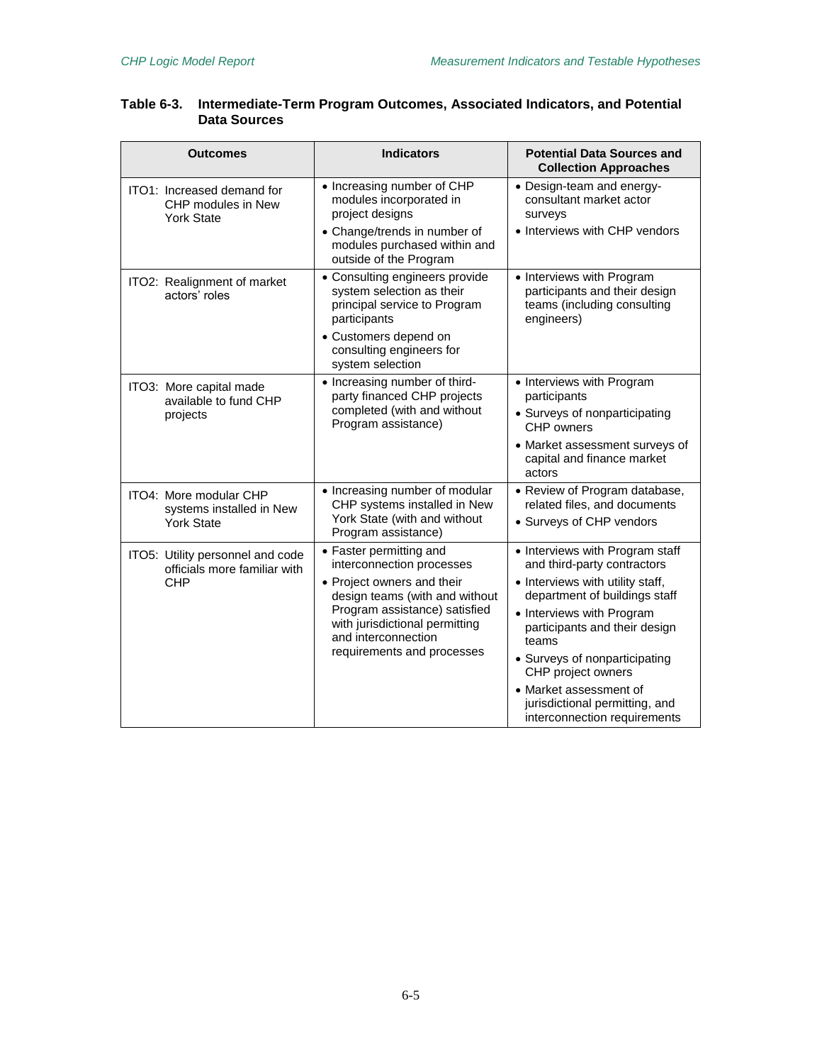**Table 6-3. Intermediate-Term Program Outcomes, Associated Indicators, and Potential Data Sources**

| Outcomes | Indicators | Potential Data Sources and Collection Approaches |
|---|---|---|
| ITO1: Increased demand for CHP modules in New York State | • Increasing number of CHP modules incorporated in project designs<br>• Change/trends in number of modules purchased within and outside of the Program | • Design-team and energy-consultant market actor surveys<br>• Interviews with CHP vendors |
| ITO2: Realignment of market actors' roles | • Consulting engineers provide system selection as their principal service to Program participants<br>• Customers depend on consulting engineers for system selection | • Interviews with Program participants and their design teams (including consulting engineers) |
| ITO3: More capital made available to fund CHP projects | • Increasing number of third-party financed CHP projects completed (with and without Program assistance) | • Interviews with Program participants<br>• Surveys of nonparticipating CHP owners<br>• Market assessment surveys of capital and finance market actors |
| ITO4: More modular CHP systems installed in New York State | • Increasing number of modular CHP systems installed in New York State (with and without Program assistance) | • Review of Program database, related files, and documents<br>• Surveys of CHP vendors |
| ITO5: Utility personnel and code officials more familiar with CHP | • Faster permitting and interconnection processes<br>• Project owners and their design teams (with and without Program assistance) satisfied with jurisdictional permitting and interconnection requirements and processes | • Interviews with Program staff and third-party contractors<br>• Interviews with utility staff, department of buildings staff<br>• Interviews with Program participants and their design teams<br>• Surveys of nonparticipating CHP project owners<br>• Market assessment of jurisdictional permitting, and interconnection requirements |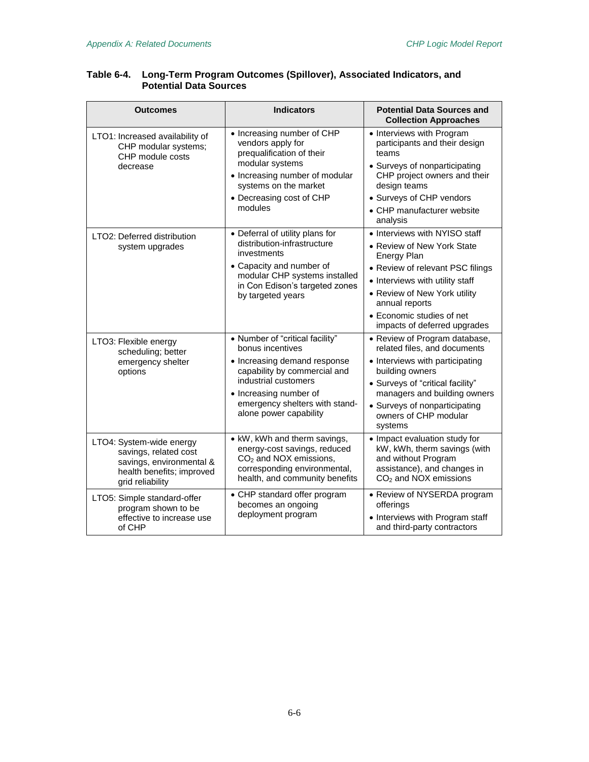**Table 6-4. Long-Term Program Outcomes (Spillover), Associated Indicators, and Potential Data Sources**

| Outcomes | Indicators | Potential Data Sources and Collection Approaches |
|---|---|---|
| LTO1: Increased availability of CHP modular systems; CHP module costs decrease | • Increasing number of CHP vendors apply for prequalification of their modular systems<br>• Increasing number of modular systems on the market<br>• Decreasing cost of CHP modules | • Interviews with Program participants and their design teams<br>• Surveys of nonparticipating CHP project owners and their design teams<br>• Surveys of CHP vendors<br>• CHP manufacturer website analysis |
| LTO2: Deferred distribution system upgrades | • Deferral of utility plans for distribution-infrastructure investments<br>• Capacity and number of modular CHP systems installed in Con Edison's targeted zones by targeted years | • Interviews with NYISO staff<br>• Review of New York State Energy Plan<br>• Review of relevant PSC filings<br>• Interviews with utility staff<br>• Review of New York utility annual reports<br>• Economic studies of net impacts of deferred upgrades |
| LTO3: Flexible energy scheduling; better emergency shelter options | • Number of "critical facility" bonus incentives<br>• Increasing demand response capability by commercial and industrial customers<br>• Increasing number of emergency shelters with stand-alone power capability | • Review of Program database, related files, and documents<br>• Interviews with participating building owners<br>• Surveys of "critical facility" managers and building owners<br>• Surveys of nonparticipating owners of CHP modular systems |
| LTO4: System-wide energy savings, related cost savings, environmental & health benefits; improved grid reliability | • kW, kWh and therm savings, energy-cost savings, reduced $CO_2$ and NOX emissions, corresponding environmental, health, and community benefits | • Impact evaluation study for kW, kWh, therm savings (with and without Program assistance), and changes in $CO_2$ and NOX emissions |
| LTO5: Simple standard-offer program shown to be effective to increase use of CHP | • CHP standard offer program becomes an ongoing deployment program | • Review of NYSERDA program offerings<br>• Interviews with Program staff and third-party contractors |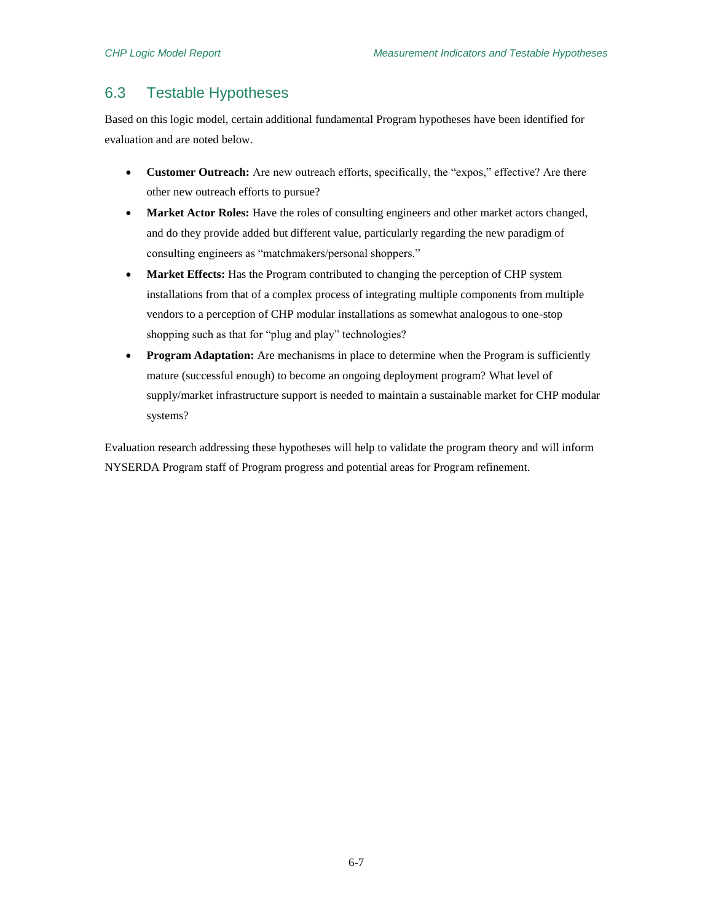## 6.3 Testable Hypotheses

Based on this logic model, certain additional fundamental Program hypotheses have been identified for evaluation and are noted below.

- **Customer Outreach:** Are new outreach efforts, specifically, the "expos," effective? Are there other new outreach efforts to pursue?
- **Market Actor Roles:** Have the roles of consulting engineers and other market actors changed, and do they provide added but different value, particularly regarding the new paradigm of consulting engineers as "matchmakers/personal shoppers."
- **Market Effects:** Has the Program contributed to changing the perception of CHP system installations from that of a complex process of integrating multiple components from multiple vendors to a perception of CHP modular installations as somewhat analogous to one-stop shopping such as that for "plug and play" technologies?
- **Program Adaptation:** Are mechanisms in place to determine when the Program is sufficiently mature (successful enough) to become an ongoing deployment program? What level of supply/market infrastructure support is needed to maintain a sustainable market for CHP modular systems?

Evaluation research addressing these hypotheses will help to validate the program theory and will inform NYSERDA Program staff of Program progress and potential areas for Program refinement.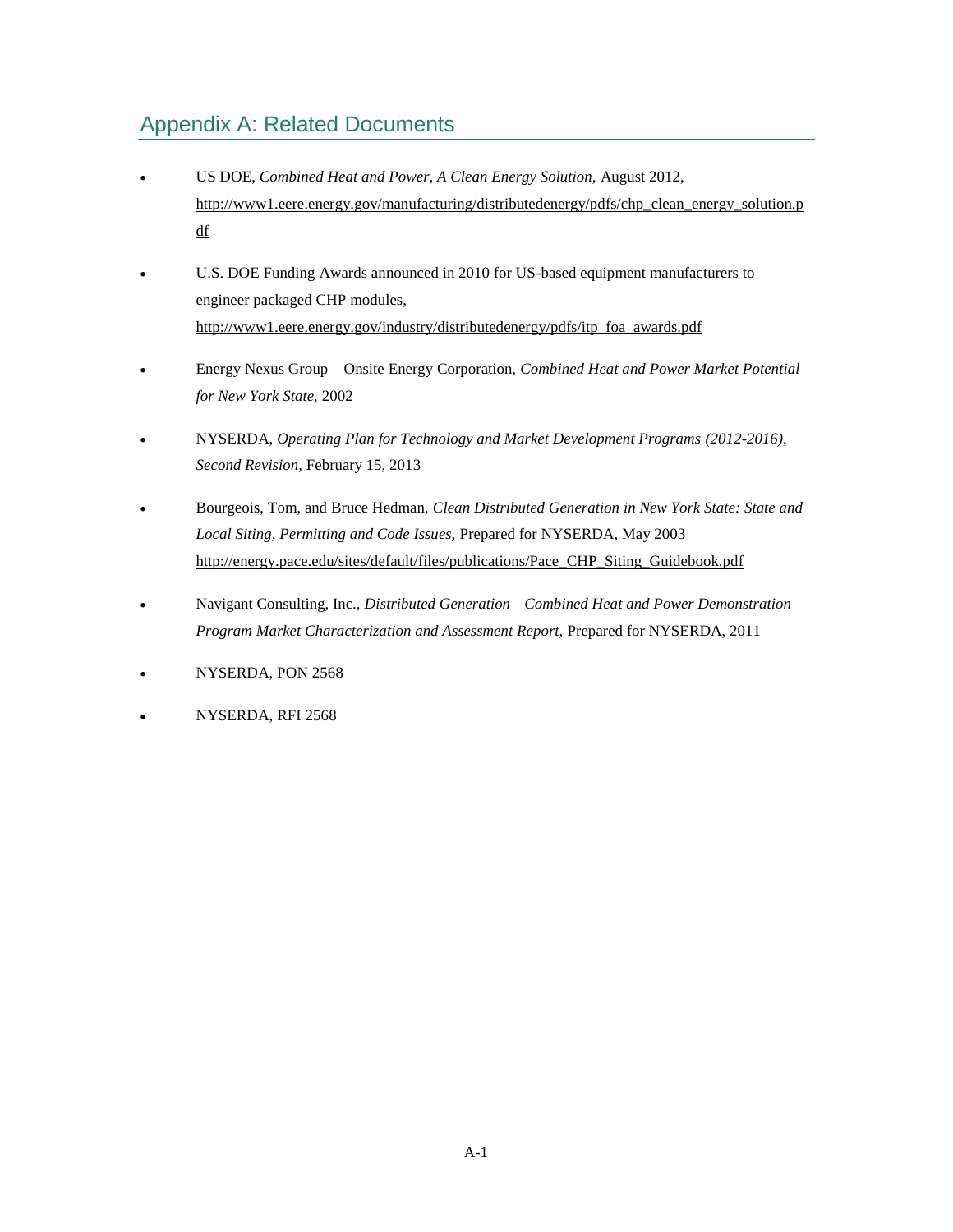## Appendix A: Related Documents

- US DOE, *Combined Heat and Power, A Clean Energy Solution,* August 2012, http://www1.eere.energy.gov/manufacturing/distributedenergy/pdfs/chp_clean_energy_solution.pdf
- U.S. DOE Funding Awards announced in 2010 for US-based equipment manufacturers to engineer packaged CHP modules, http://www1.eere.energy.gov/industry/distributedenergy/pdfs/itp_foa_awards.pdf
- Energy Nexus Group – Onsite Energy Corporation, *Combined Heat and Power Market Potential for New York State,* 2002
- NYSERDA, *Operating Plan for Technology and Market Development Programs (2012-2016), Second Revision,* February 15, 2013
- Bourgeois, Tom, and Bruce Hedman, *Clean Distributed Generation in New York State: State and Local Siting, Permitting and Code Issues,* Prepared for NYSERDA, May 2003 http://energy.pace.edu/sites/default/files/publications/Pace_CHP_Siting_Guidebook.pdf
- Navigant Consulting, Inc., *Distributed Generation—Combined Heat and Power Demonstration Program Market Characterization and Assessment Report,* Prepared for NYSERDA, 2011
- NYSERDA, PON 2568
- NYSERDA, RFI 2568